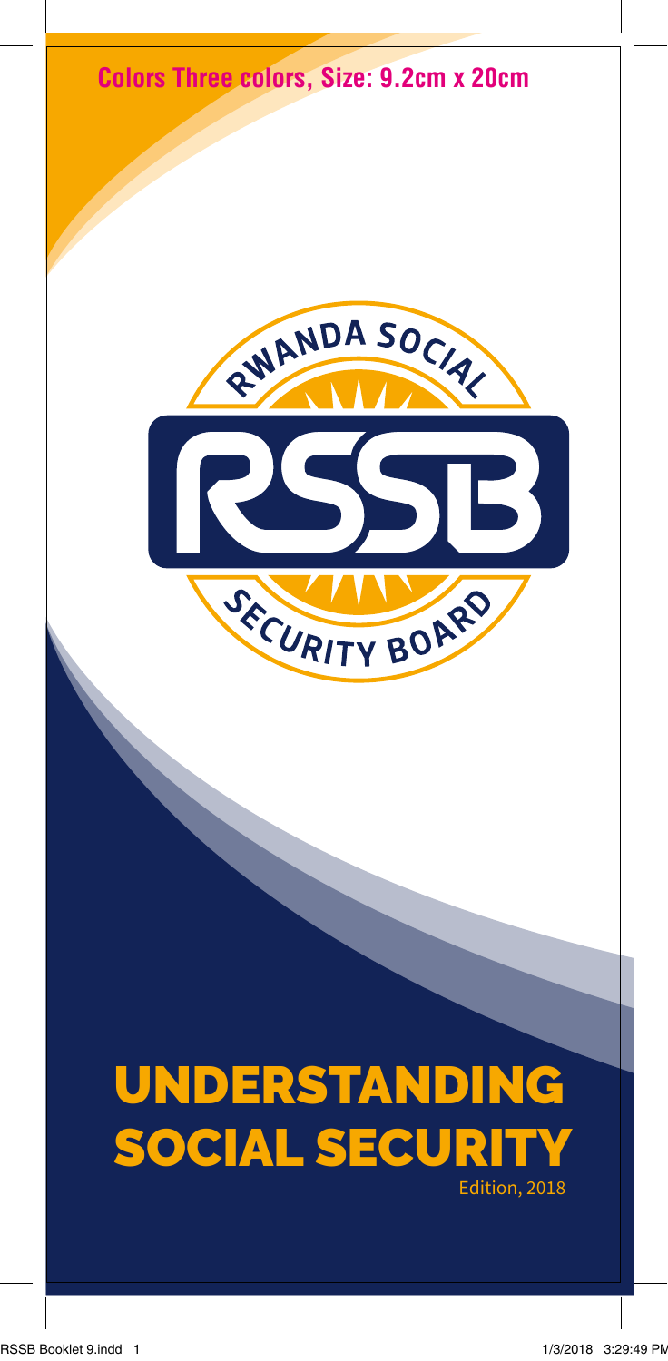Colors Three colors, Size: 9.2cm x 20cm

RWANDA SOCIAL

RSSB

SECURITY BOARD

# UNDERSTANDING SOCIAL SECURITY

Edition, 2018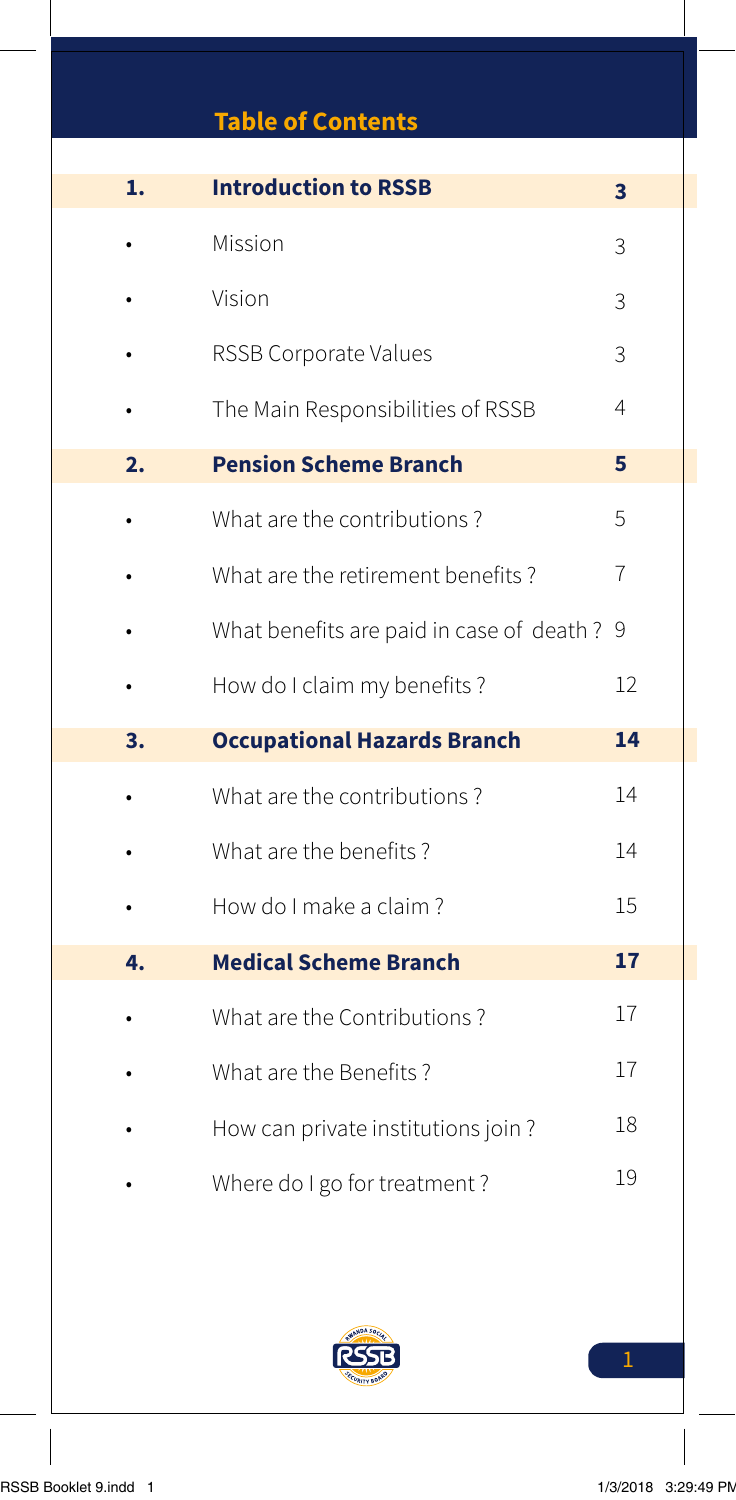## Table of Contents

| | | |
|---|---|---|
| **1.** | **Introduction to RSSB** | **3** |
| • | Mission | 3 |
| • | Vision | 3 |
| • | RSSB Corporate Values | 3 |
| • | The Main Responsibilities of RSSB | 4 |
| **2.** | **Pension Scheme Branch** | **5** |
| • | What are the contributions ? | 5 |
| • | What are the retirement benefits ? | 7 |
| • | What benefits are paid in case of death ? | 9 |
| • | How do I claim my benefits ? | 12 |
| **3.** | **Occupational Hazards Branch** | **14** |
| • | What are the contributions ? | 14 |
| • | What are the benefits ? | 14 |
| • | How do I make a claim ? | 15 |
| **4.** | **Medical Scheme Branch** | **17** |
| • | What are the Contributions ? | 17 |
| • | What are the Benefits ? | 17 |
| • | How can private institutions join ? | 18 |
| • | Where do I go for treatment ? | 19 |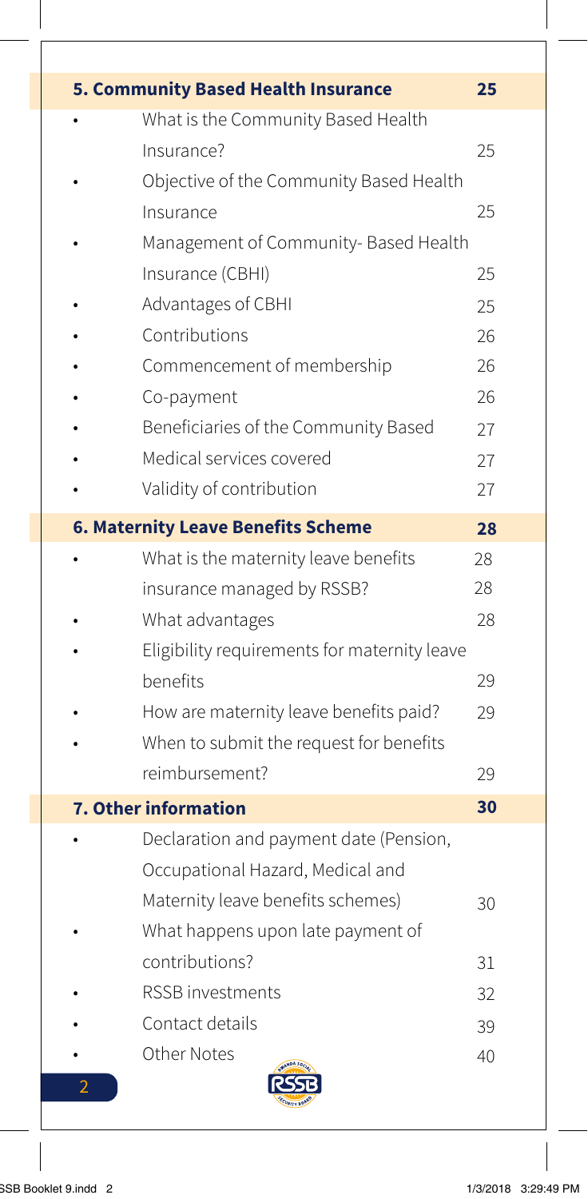| **5. Community Based Health Insurance** | **25** |
|---|---|
| • What is the Community Based Health Insurance? | 25 |
| • Objective of the Community Based Health Insurance | 25 |
| • Management of Community- Based Health Insurance (CBHI) | 25 |
| • Advantages of CBHI | 25 |
| • Contributions | 26 |
| • Commencement of membership | 26 |
| • Co-payment | 26 |
| • Beneficiaries of the Community Based | 27 |
| • Medical services covered | 27 |
| • Validity of contribution | 27 |
| **6. Maternity Leave Benefits Scheme** | **28** |
| • What is the maternity leave benefits insurance managed by RSSB? | 28 |
| • What advantages | 28 |
| • Eligibility requirements for maternity leave benefits | 29 |
| • How are maternity leave benefits paid? | 29 |
| • When to submit the request for benefits reimbursement? | 29 |
| **7. Other information** | **30** |
| • Declaration and payment date (Pension, Occupational Hazard, Medical and Maternity leave benefits schemes) | 30 |
| • What happens upon late payment of contributions? | 31 |
| • RSSB investments | 32 |
| • Contact details | 39 |
| • Other Notes | 40 |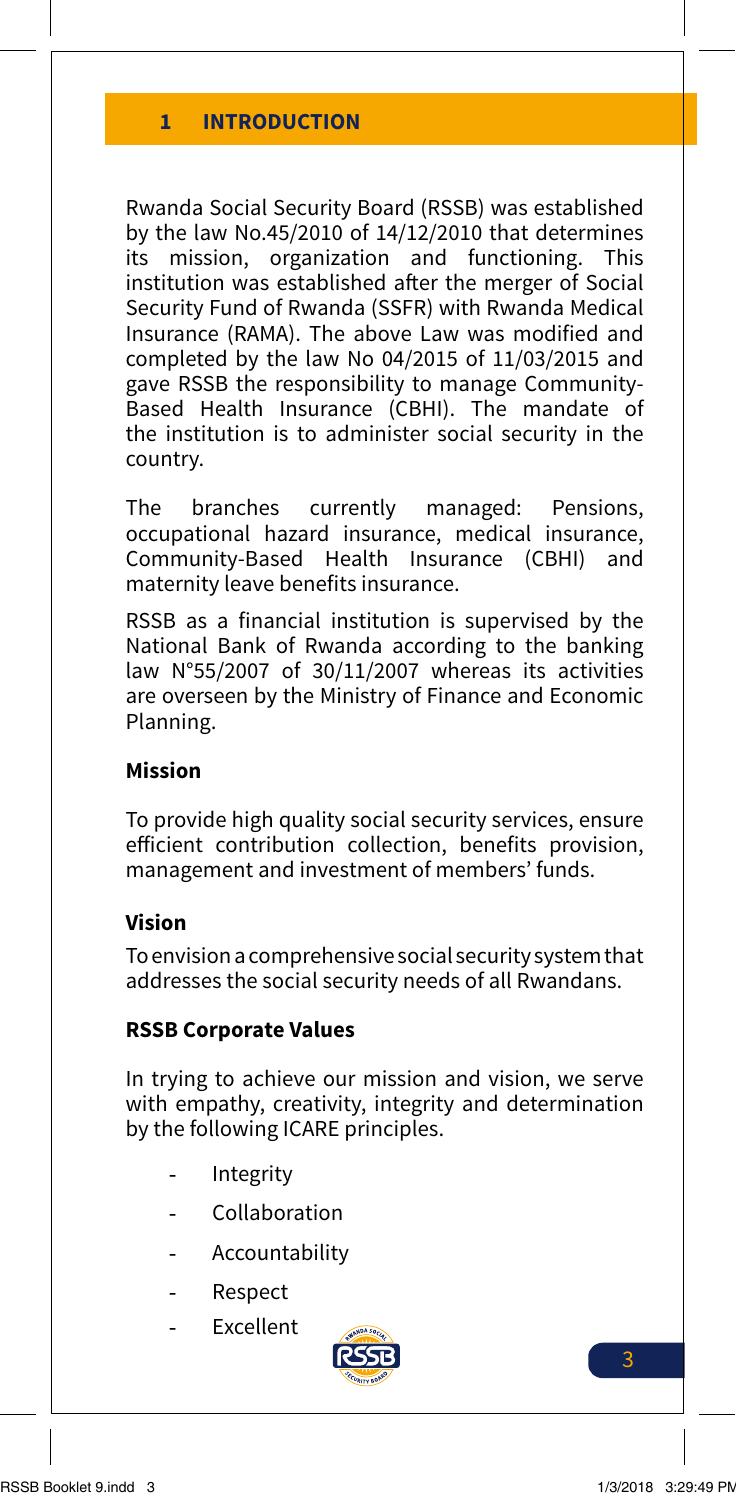# 1 INTRODUCTION

Rwanda Social Security Board (RSSB) was established by the law No.45/2010 of 14/12/2010 that determines its mission, organization and functioning. This institution was established after the merger of Social Security Fund of Rwanda (SSFR) with Rwanda Medical Insurance (RAMA). The above Law was modified and completed by the law No 04/2015 of 11/03/2015 and gave RSSB the responsibility to manage Community-Based Health Insurance (CBHI). The mandate of the institution is to administer social security in the country.

The branches currently managed: Pensions, occupational hazard insurance, medical insurance, Community-Based Health Insurance (CBHI) and maternity leave benefits insurance.

RSSB as a financial institution is supervised by the National Bank of Rwanda according to the banking law N°55/2007 of 30/11/2007 whereas its activities are overseen by the Ministry of Finance and Economic Planning.

## Mission

To provide high quality social security services, ensure efficient contribution collection, benefits provision, management and investment of members' funds.

## Vision

To envision a comprehensive social security system that addresses the social security needs of all Rwandans.

## RSSB Corporate Values

In trying to achieve our mission and vision, we serve with empathy, creativity, integrity and determination by the following ICARE principles.

- Integrity
- Collaboration
- Accountability
- Respect
- Excellent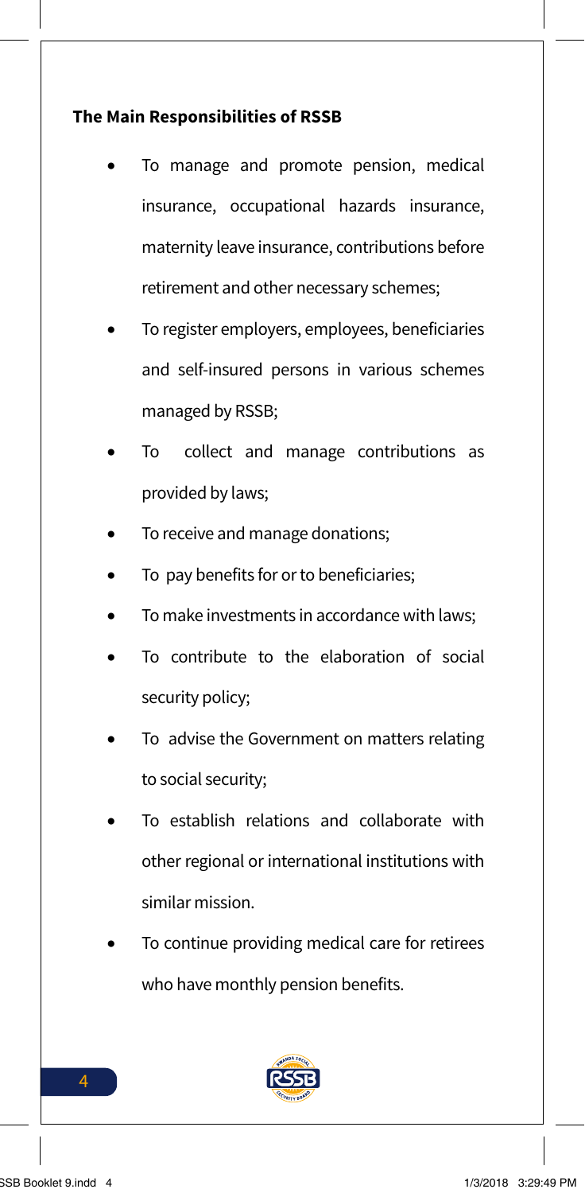**The Main Responsibilities of RSSB**

- To manage and promote pension, medical insurance, occupational hazards insurance, maternity leave insurance, contributions before retirement and other necessary schemes;
- To register employers, employees, beneficiaries and self-insured persons in various schemes managed by RSSB;
- To collect and manage contributions as provided by laws;
- To receive and manage donations;
- To pay benefits for or to beneficiaries;
- To make investments in accordance with laws;
- To contribute to the elaboration of social security policy;
- To advise the Government on matters relating to social security;
- To establish relations and collaborate with other regional or international institutions with similar mission.
- To continue providing medical care for retirees who have monthly pension benefits.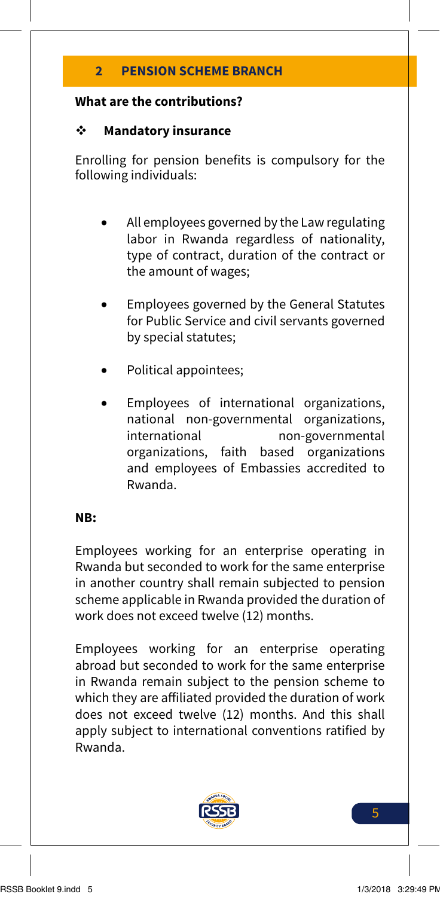## 2 PENSION SCHEME BRANCH

**What are the contributions?**

❖ **Mandatory insurance**

Enrolling for pension benefits is compulsory for the following individuals:

- All employees governed by the Law regulating labor in Rwanda regardless of nationality, type of contract, duration of the contract or the amount of wages;
- Employees governed by the General Statutes for Public Service and civil servants governed by special statutes;
- Political appointees;
- Employees of international organizations, national non-governmental organizations, international non-governmental organizations, faith based organizations and employees of Embassies accredited to Rwanda.

**NB:**

Employees working for an enterprise operating in Rwanda but seconded to work for the same enterprise in another country shall remain subjected to pension scheme applicable in Rwanda provided the duration of work does not exceed twelve (12) months.

Employees working for an enterprise operating abroad but seconded to work for the same enterprise in Rwanda remain subject to the pension scheme to which they are affiliated provided the duration of work does not exceed twelve (12) months. And this shall apply subject to international conventions ratified by Rwanda.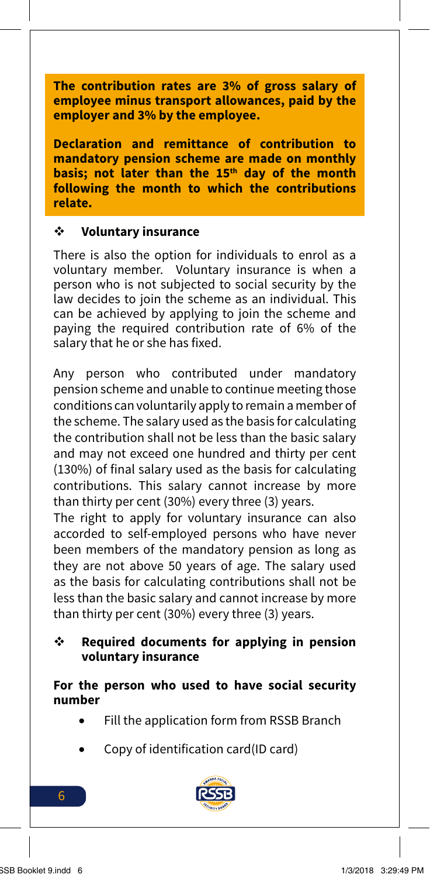**The contribution rates are 3% of gross salary of employee minus transport allowances, paid by the employer and 3% by the employee.**

**Declaration and remittance of contribution to mandatory pension scheme are made on monthly basis; not later than the 15th day of the month following the month to which the contributions relate.**

### ❖ Voluntary insurance

There is also the option for individuals to enrol as a voluntary member. Voluntary insurance is when a person who is not subjected to social security by the law decides to join the scheme as an individual. This can be achieved by applying to join the scheme and paying the required contribution rate of 6% of the salary that he or she has fixed.

Any person who contributed under mandatory pension scheme and unable to continue meeting those conditions can voluntarily apply to remain a member of the scheme. The salary used as the basis for calculating the contribution shall not be less than the basic salary and may not exceed one hundred and thirty per cent (130%) of final salary used as the basis for calculating contributions. This salary cannot increase by more than thirty per cent (30%) every three (3) years.

The right to apply for voluntary insurance can also accorded to self-employed persons who have never been members of the mandatory pension as long as they are not above 50 years of age. The salary used as the basis for calculating contributions shall not be less than the basic salary and cannot increase by more than thirty per cent (30%) every three (3) years.

### ❖ Required documents for applying in pension voluntary insurance

**For the person who used to have social security number**

- Fill the application form from RSSB Branch
- Copy of identification card(ID card)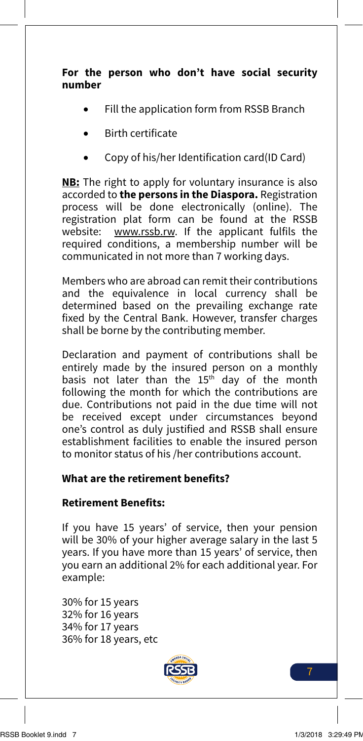**For the person who don't have social security number**

- Fill the application form from RSSB Branch
- Birth certificate
- Copy of his/her Identification card(ID Card)

**NB:** The right to apply for voluntary insurance is also accorded to **the persons in the Diaspora.** Registration process will be done electronically (online). The registration plat form can be found at the RSSB website: www.rssb.rw. If the applicant fulfils the required conditions, a membership number will be communicated in not more than 7 working days.

Members who are abroad can remit their contributions and the equivalence in local currency shall be determined based on the prevailing exchange rate fixed by the Central Bank. However, transfer charges shall be borne by the contributing member.

Declaration and payment of contributions shall be entirely made by the insured person on a monthly basis not later than the 15th day of the month following the month for which the contributions are due. Contributions not paid in the due time will not be received except under circumstances beyond one's control as duly justified and RSSB shall ensure establishment facilities to enable the insured person to monitor status of his /her contributions account.

**What are the retirement benefits?**

**Retirement Benefits:**

If you have 15 years' of service, then your pension will be 30% of your higher average salary in the last 5 years. If you have more than 15 years' of service, then you earn an additional 2% for each additional year. For example:

30% for 15 years
32% for 16 years
34% for 17 years
36% for 18 years, etc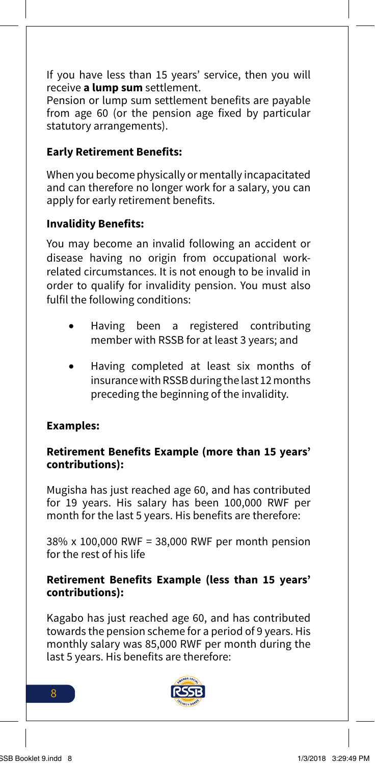If you have less than 15 years' service, then you will receive **a lump sum** settlement.

Pension or lump sum settlement benefits are payable from age 60 (or the pension age fixed by particular statutory arrangements).

### Early Retirement Benefits:

When you become physically or mentally incapacitated and can therefore no longer work for a salary, you can apply for early retirement benefits.

### Invalidity Benefits:

You may become an invalid following an accident or disease having no origin from occupational work-related circumstances. It is not enough to be invalid in order to qualify for invalidity pension. You must also fulfil the following conditions:

- Having been a registered contributing member with RSSB for at least 3 years; and
- Having completed at least six months of insurance with RSSB during the last 12 months preceding the beginning of the invalidity.

### Examples:

#### Retirement Benefits Example (more than 15 years' contributions):

Mugisha has just reached age 60, and has contributed for 19 years. His salary has been 100,000 RWF per month for the last 5 years. His benefits are therefore:

38% x 100,000 RWF = 38,000 RWF per month pension for the rest of his life

#### Retirement Benefits Example (less than 15 years' contributions):

Kagabo has just reached age 60, and has contributed towards the pension scheme for a period of 9 years. His monthly salary was 85,000 RWF per month during the last 5 years. His benefits are therefore: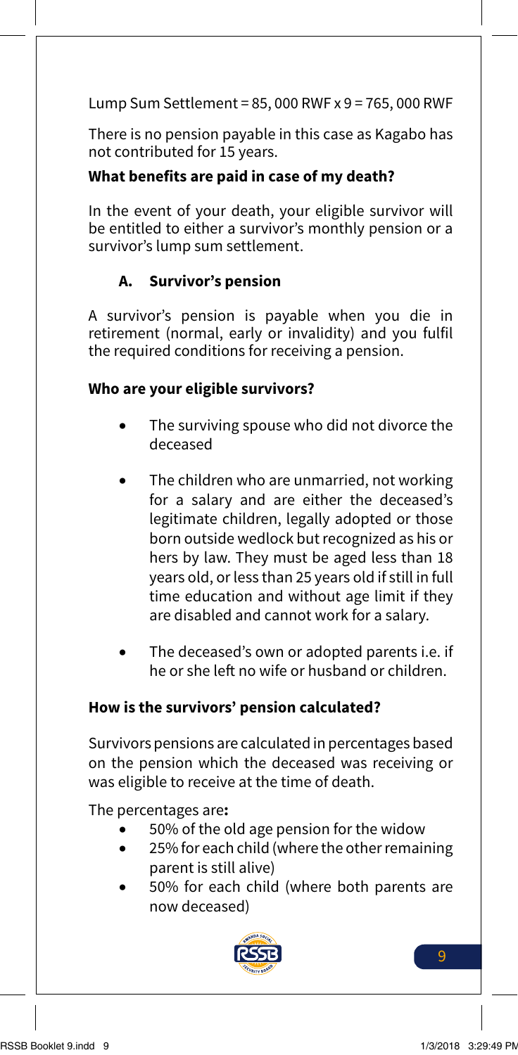Lump Sum Settlement = 85, 000 RWF x 9 = 765, 000 RWF

There is no pension payable in this case as Kagabo has not contributed for 15 years.

**What benefits are paid in case of my death?**

In the event of your death, your eligible survivor will be entitled to either a survivor's monthly pension or a survivor's lump sum settlement.

### A. Survivor's pension

A survivor's pension is payable when you die in retirement (normal, early or invalidity) and you fulfil the required conditions for receiving a pension.

**Who are your eligible survivors?**

- The surviving spouse who did not divorce the deceased
- The children who are unmarried, not working for a salary and are either the deceased's legitimate children, legally adopted or those born outside wedlock but recognized as his or hers by law. They must be aged less than 18 years old, or less than 25 years old if still in full time education and without age limit if they are disabled and cannot work for a salary.
- The deceased's own or adopted parents i.e. if he or she left no wife or husband or children.

**How is the survivors' pension calculated?**

Survivors pensions are calculated in percentages based on the pension which the deceased was receiving or was eligible to receive at the time of death.

The percentages are**:**

- 50% of the old age pension for the widow
- 25% for each child (where the other remaining parent is still alive)
- 50% for each child (where both parents are now deceased)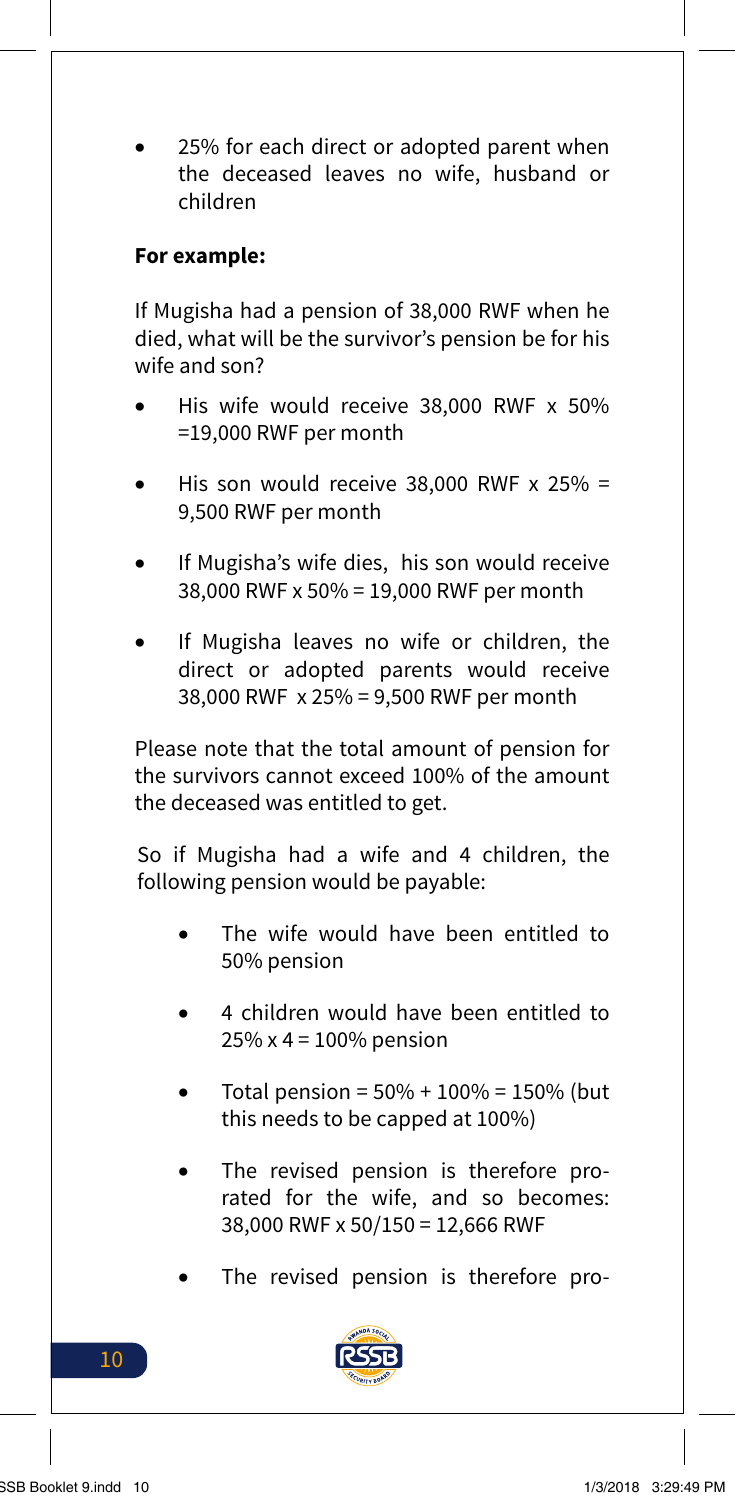- 25% for each direct or adopted parent when the deceased leaves no wife, husband or children

**For example:**

If Mugisha had a pension of 38,000 RWF when he died, what will be the survivor's pension be for his wife and son?

- His wife would receive 38,000 RWF x 50% =19,000 RWF per month
- His son would receive 38,000 RWF x 25% = 9,500 RWF per month
- If Mugisha's wife dies, his son would receive 38,000 RWF x 50% = 19,000 RWF per month
- If Mugisha leaves no wife or children, the direct or adopted parents would receive 38,000 RWF x 25% = 9,500 RWF per month

Please note that the total amount of pension for the survivors cannot exceed 100% of the amount the deceased was entitled to get.

So if Mugisha had a wife and 4 children, the following pension would be payable:

- The wife would have been entitled to 50% pension
- 4 children would have been entitled to 25% x 4 = 100% pension
- Total pension = 50% + 100% = 150% (but this needs to be capped at 100%)
- The revised pension is therefore pro-rated for the wife, and so becomes: 38,000 RWF x 50/150 = 12,666 RWF
- The revised pension is therefore pro-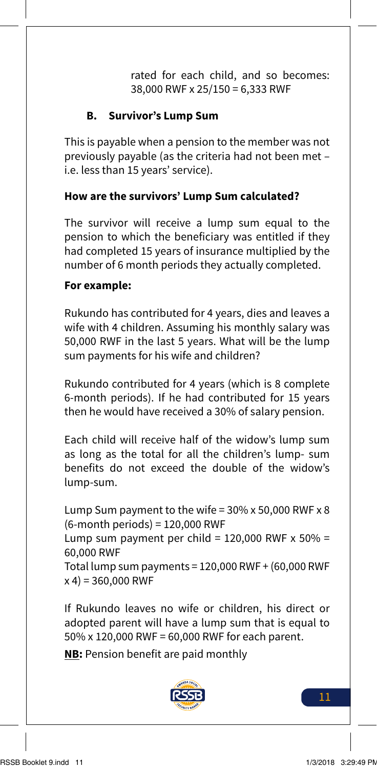rated for each child, and so becomes: 38,000 RWF x 25/150 = 6,333 RWF

### B. Survivor's Lump Sum

This is payable when a pension to the member was not previously payable (as the criteria had not been met – i.e. less than 15 years' service).

**How are the survivors' Lump Sum calculated?**

The survivor will receive a lump sum equal to the pension to which the beneficiary was entitled if they had completed 15 years of insurance multiplied by the number of 6 month periods they actually completed.

**For example:**

Rukundo has contributed for 4 years, dies and leaves a wife with 4 children. Assuming his monthly salary was 50,000 RWF in the last 5 years. What will be the lump sum payments for his wife and children?

Rukundo contributed for 4 years (which is 8 complete 6-month periods). If he had contributed for 15 years then he would have received a 30% of salary pension.

Each child will receive half of the widow's lump sum as long as the total for all the children's lump- sum benefits do not exceed the double of the widow's lump-sum.

Lump Sum payment to the wife = 30% x 50,000 RWF x 8 (6-month periods) = 120,000 RWF
Lump sum payment per child = 120,000 RWF x 50% = 60,000 RWF
Total lump sum payments = 120,000 RWF + (60,000 RWF x 4) = 360,000 RWF

If Rukundo leaves no wife or children, his direct or adopted parent will have a lump sum that is equal to 50% x 120,000 RWF = 60,000 RWF for each parent.

**NB:** Pension benefit are paid monthly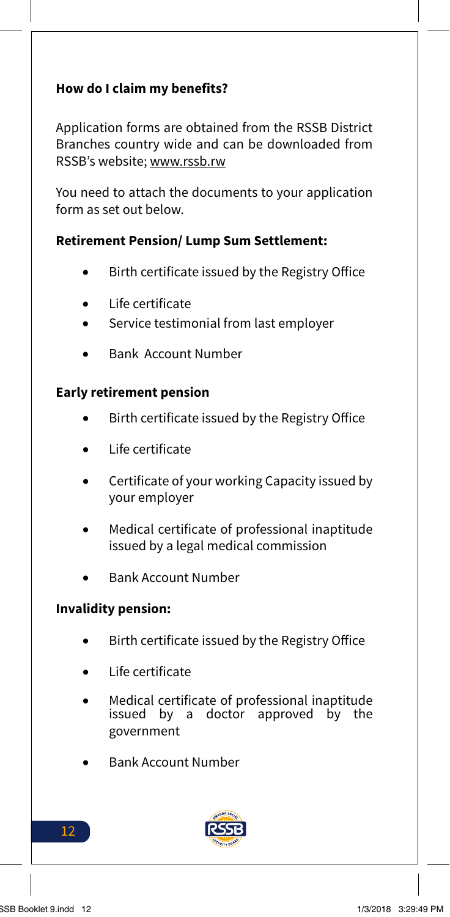**How do I claim my benefits?**

Application forms are obtained from the RSSB District Branches country wide and can be downloaded from RSSB's website; www.rssb.rw

You need to attach the documents to your application form as set out below.

**Retirement Pension/ Lump Sum Settlement:**

- Birth certificate issued by the Registry Office
- Life certificate
- Service testimonial from last employer
- Bank Account Number

**Early retirement pension**

- Birth certificate issued by the Registry Office
- Life certificate
- Certificate of your working Capacity issued by your employer
- Medical certificate of professional inaptitude issued by a legal medical commission
- Bank Account Number

**Invalidity pension:**

- Birth certificate issued by the Registry Office
- Life certificate
- Medical certificate of professional inaptitude issued by a doctor approved by the government
- Bank Account Number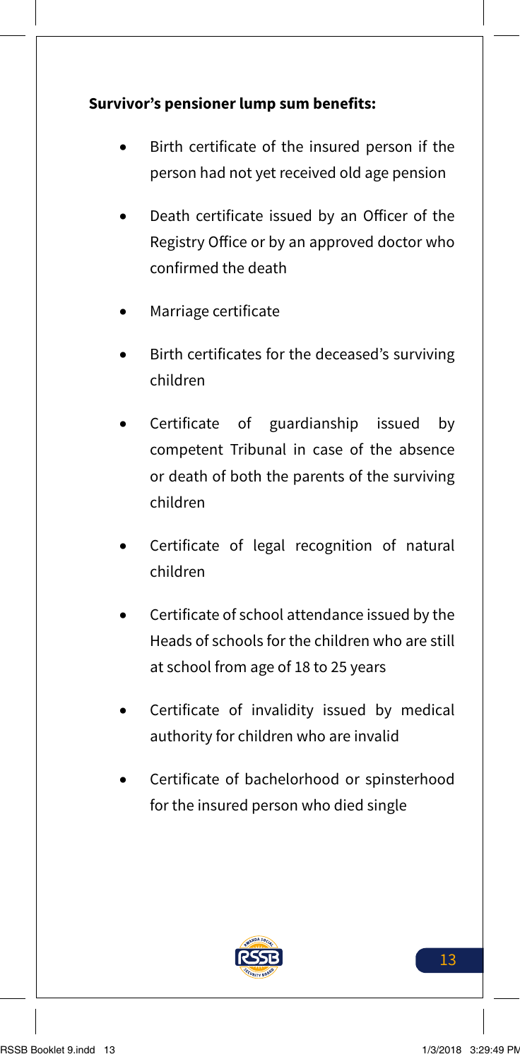**Survivor's pensioner lump sum benefits:**

- Birth certificate of the insured person if the person had not yet received old age pension
- Death certificate issued by an Officer of the Registry Office or by an approved doctor who confirmed the death
- Marriage certificate
- Birth certificates for the deceased's surviving children
- Certificate of guardianship issued by competent Tribunal in case of the absence or death of both the parents of the surviving children
- Certificate of legal recognition of natural children
- Certificate of school attendance issued by the Heads of schools for the children who are still at school from age of 18 to 25 years
- Certificate of invalidity issued by medical authority for children who are invalid
- Certificate of bachelorhood or spinsterhood for the insured person who died single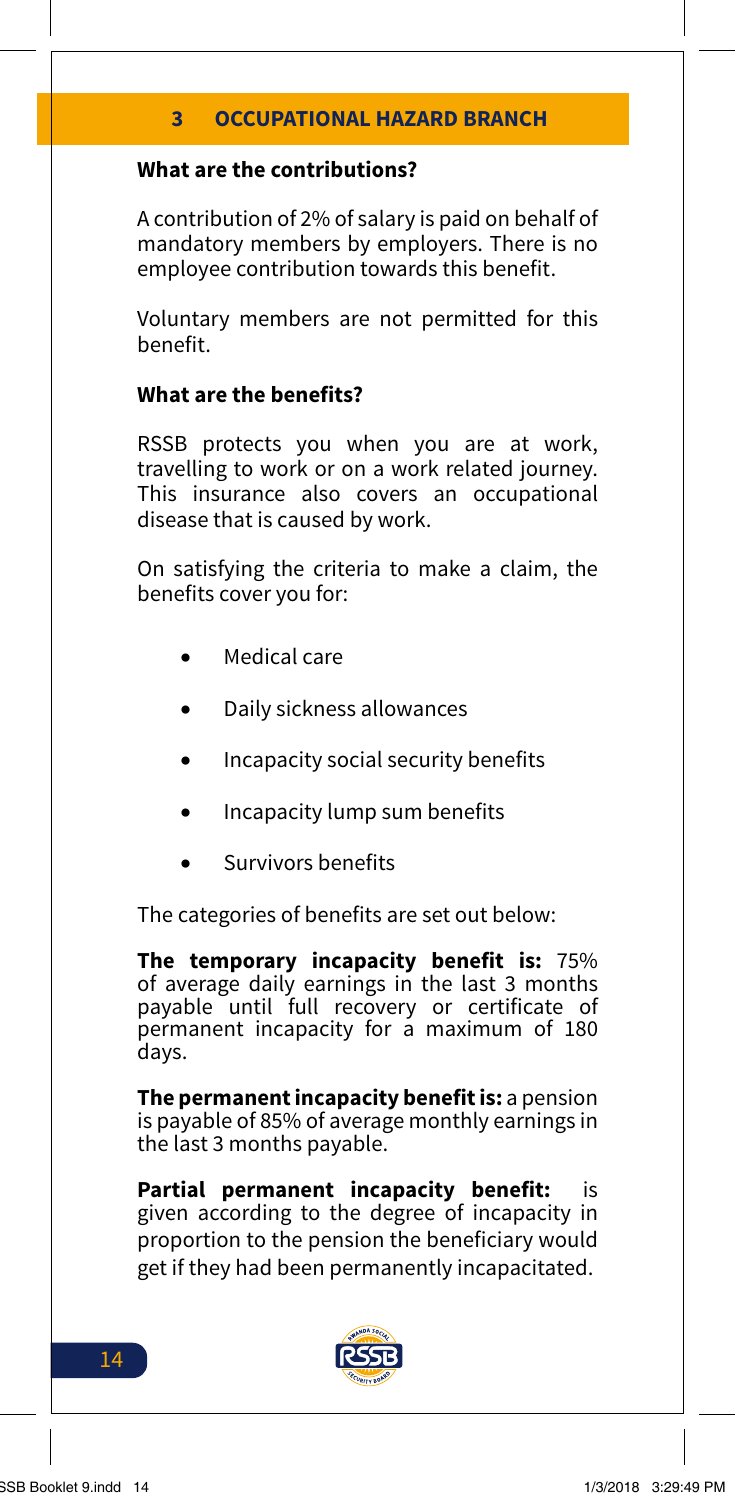## 3 OCCUPATIONAL HAZARD BRANCH

**What are the contributions?**

A contribution of 2% of salary is paid on behalf of mandatory members by employers. There is no employee contribution towards this benefit.

Voluntary members are not permitted for this benefit.

**What are the benefits?**

RSSB protects you when you are at work, travelling to work or on a work related journey. This insurance also covers an occupational disease that is caused by work.

On satisfying the criteria to make a claim, the benefits cover you for:

- Medical care
- Daily sickness allowances
- Incapacity social security benefits
- Incapacity lump sum benefits
- Survivors benefits

The categories of benefits are set out below:

**The temporary incapacity benefit is:** 75% of average daily earnings in the last 3 months payable until full recovery or certificate of permanent incapacity for a maximum of 180 days.

**The permanent incapacity benefit is:** a pension is payable of 85% of average monthly earnings in the last 3 months payable.

**Partial permanent incapacity benefit:** is given according to the degree of incapacity in proportion to the pension the beneficiary would get if they had been permanently incapacitated.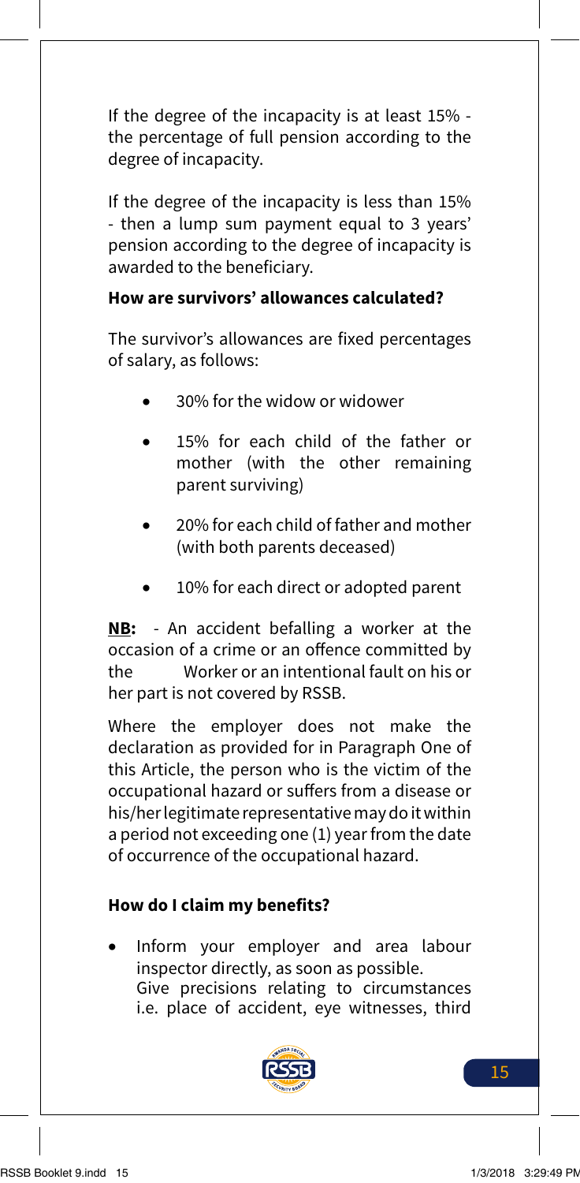If the degree of the incapacity is at least 15% - the percentage of full pension according to the degree of incapacity.

If the degree of the incapacity is less than 15% - then a lump sum payment equal to 3 years' pension according to the degree of incapacity is awarded to the beneficiary.

**How are survivors' allowances calculated?**

The survivor's allowances are fixed percentages of salary, as follows:

- 30% for the widow or widower
- 15% for each child of the father or mother (with the other remaining parent surviving)
- 20% for each child of father and mother (with both parents deceased)
- 10% for each direct or adopted parent

**NB:** - An accident befalling a worker at the occasion of a crime or an offence committed by the Worker or an intentional fault on his or her part is not covered by RSSB.

Where the employer does not make the declaration as provided for in Paragraph One of this Article, the person who is the victim of the occupational hazard or suffers from a disease or his/her legitimate representative may do it within a period not exceeding one (1) year from the date of occurrence of the occupational hazard.

**How do I claim my benefits?**

- Inform your employer and area labour inspector directly, as soon as possible.
  Give precisions relating to circumstances i.e. place of accident, eye witnesses, third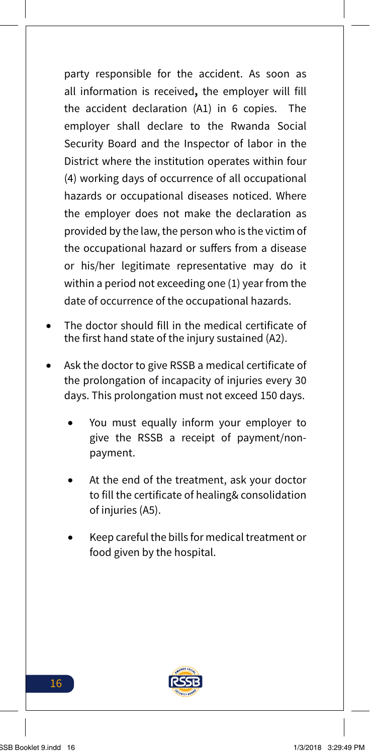party responsible for the accident. As soon as all information is received**,** the employer will fill the accident declaration (A1) in 6 copies. The employer shall declare to the Rwanda Social Security Board and the Inspector of labor in the District where the institution operates within four (4) working days of occurrence of all occupational hazards or occupational diseases noticed. Where the employer does not make the declaration as provided by the law, the person who is the victim of the occupational hazard or suffers from a disease or his/her legitimate representative may do it within a period not exceeding one (1) year from the date of occurrence of the occupational hazards.

- The doctor should fill in the medical certificate of the first hand state of the injury sustained (A2).
- Ask the doctor to give RSSB a medical certificate of the prolongation of incapacity of injuries every 30 days. This prolongation must not exceed 150 days.
  - You must equally inform your employer to give the RSSB a receipt of payment/non-payment.
  - At the end of the treatment, ask your doctor to fill the certificate of healing& consolidation of injuries (A5).
  - Keep careful the bills for medical treatment or food given by the hospital.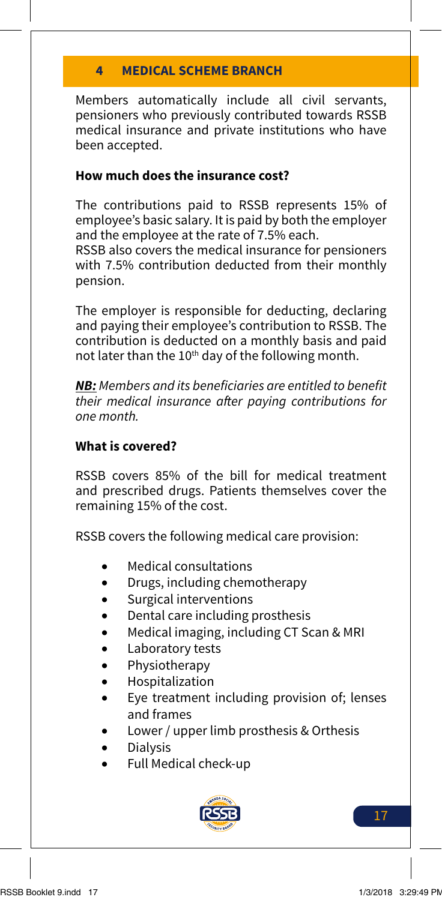## 4 MEDICAL SCHEME BRANCH

Members automatically include all civil servants, pensioners who previously contributed towards RSSB medical insurance and private institutions who have been accepted.

### How much does the insurance cost?

The contributions paid to RSSB represents 15% of employee's basic salary. It is paid by both the employer and the employee at the rate of 7.5% each.
RSSB also covers the medical insurance for pensioners with 7.5% contribution deducted from their monthly pension.

The employer is responsible for deducting, declaring and paying their employee's contribution to RSSB. The contribution is deducted on a monthly basis and paid not later than the 10th day of the following month.

***NB:*** *Members and its beneficiaries are entitled to benefit their medical insurance after paying contributions for one month.*

### What is covered?

RSSB covers 85% of the bill for medical treatment and prescribed drugs. Patients themselves cover the remaining 15% of the cost.

RSSB covers the following medical care provision:

- Medical consultations
- Drugs, including chemotherapy
- Surgical interventions
- Dental care including prosthesis
- Medical imaging, including CT Scan & MRI
- Laboratory tests
- Physiotherapy
- Hospitalization
- Eye treatment including provision of; lenses and frames
- Lower / upper limb prosthesis & Orthesis
- Dialysis
- Full Medical check-up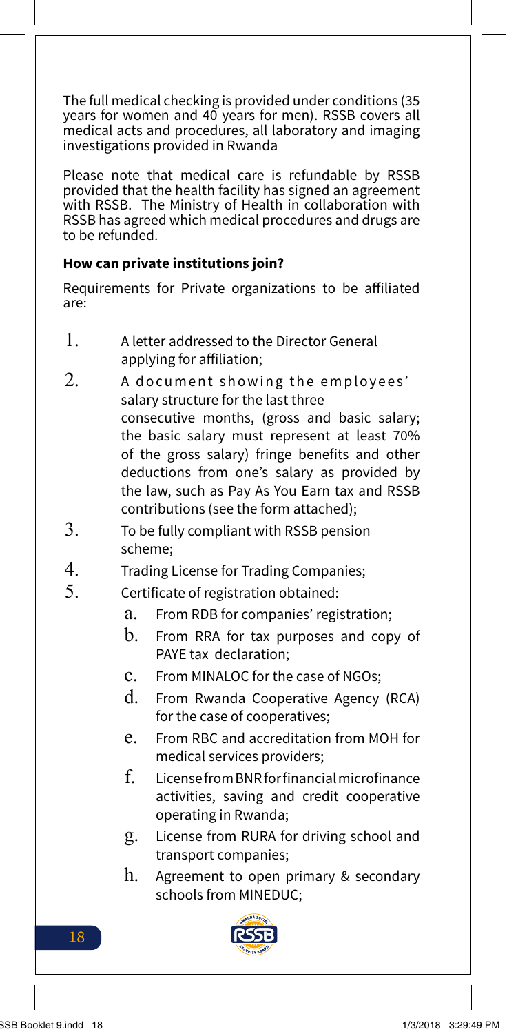The full medical checking is provided under conditions (35 years for women and 40 years for men). RSSB covers all medical acts and procedures, all laboratory and imaging investigations provided in Rwanda

Please note that medical care is refundable by RSSB provided that the health facility has signed an agreement with RSSB. The Ministry of Health in collaboration with RSSB has agreed which medical procedures and drugs are to be refunded.

**How can private institutions join?**

Requirements for Private organizations to be affiliated are:

1. A letter addressed to the Director General applying for affiliation;
2. A document showing the employees' salary structure for the last three consecutive months, (gross and basic salary; the basic salary must represent at least 70% of the gross salary) fringe benefits and other deductions from one's salary as provided by the law, such as Pay As You Earn tax and RSSB contributions (see the form attached);
3. To be fully compliant with RSSB pension scheme;
4. Trading License for Trading Companies;
5. Certificate of registration obtained:
   a. From RDB for companies' registration;
   b. From RRA for tax purposes and copy of PAYE tax declaration;
   c. From MINALOC for the case of NGOs;
   d. From Rwanda Cooperative Agency (RCA) for the case of cooperatives;
   e. From RBC and accreditation from MOH for medical services providers;
   f. License from BNR for financial microfinance activities, saving and credit cooperative operating in Rwanda;
   g. License from RURA for driving school and transport companies;
   h. Agreement to open primary & secondary schools from MINEDUC;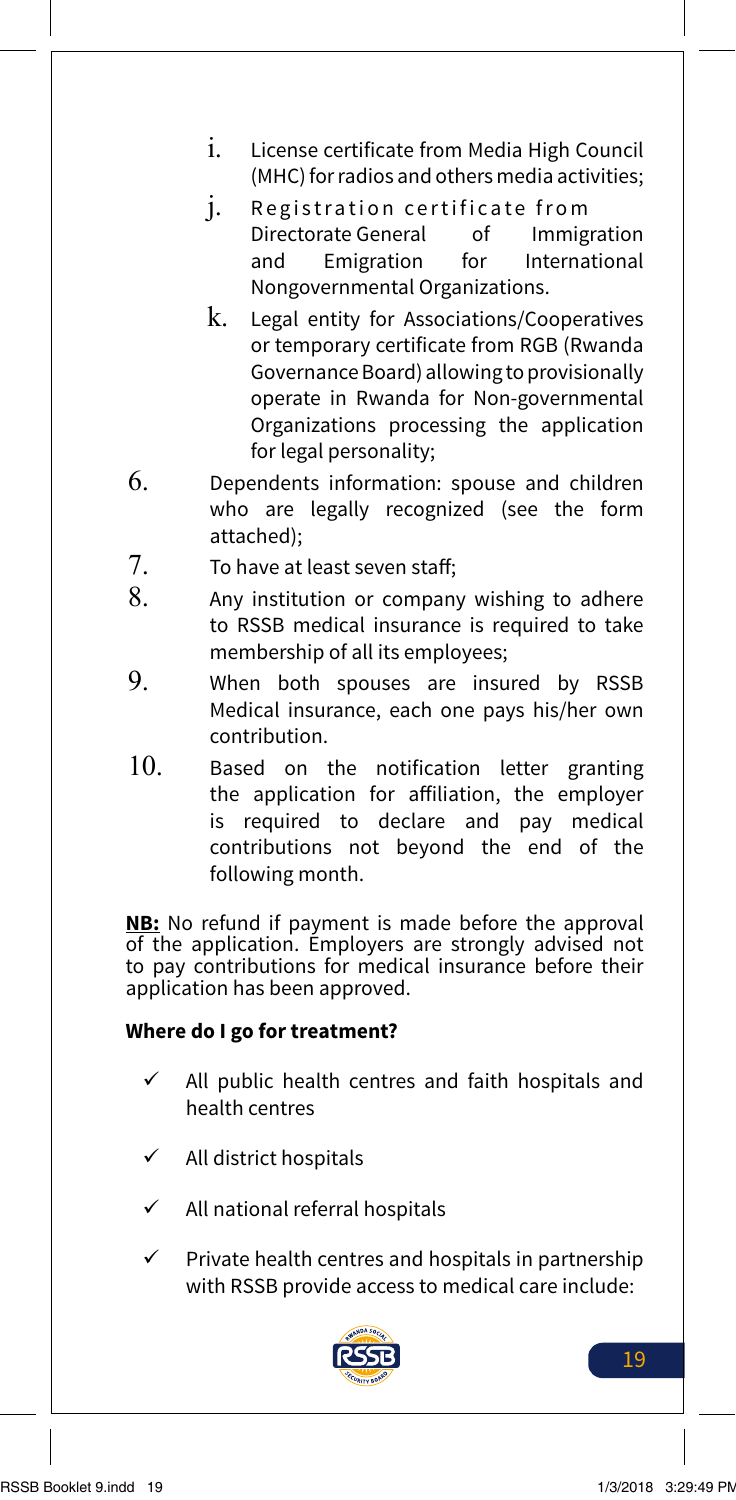i. License certificate from Media High Council (MHC) for radios and others media activities;

j. Registration certificate from Directorate General of Immigration and Emigration for International Nongovernmental Organizations.

k. Legal entity for Associations/Cooperatives or temporary certificate from RGB (Rwanda Governance Board) allowing to provisionally operate in Rwanda for Non-governmental Organizations processing the application for legal personality;

6. Dependents information: spouse and children who are legally recognized (see the form attached);
7. To have at least seven staff;
8. Any institution or company wishing to adhere to RSSB medical insurance is required to take membership of all its employees;
9. When both spouses are insured by RSSB Medical insurance, each one pays his/her own contribution.
10. Based on the notification letter granting the application for affiliation, the employer is required to declare and pay medical contributions not beyond the end of the following month.

**NB:** No refund if payment is made before the approval of the application. Employers are strongly advised not to pay contributions for medical insurance before their application has been approved.

**Where do I go for treatment?**

- ✓ All public health centres and faith hospitals and health centres
- ✓ All district hospitals
- ✓ All national referral hospitals
- ✓ Private health centres and hospitals in partnership with RSSB provide access to medical care include: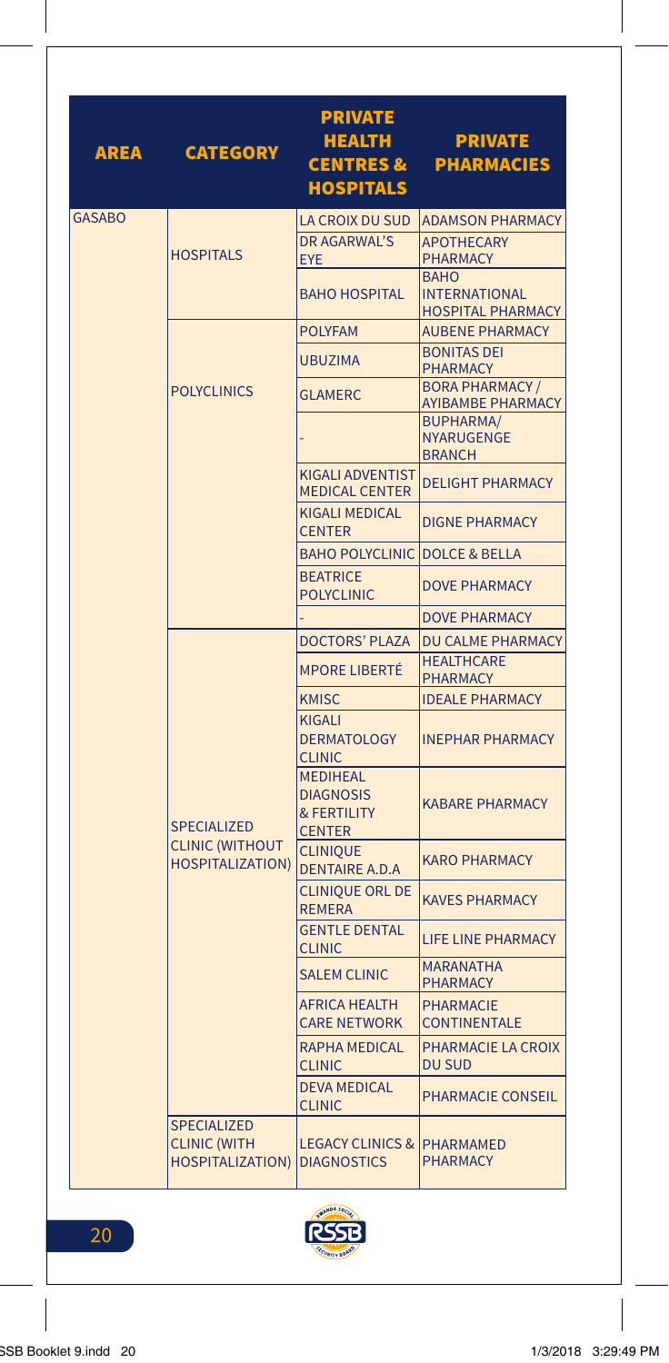| AREA | CATEGORY | PRIVATE HEALTH CENTRES & HOSPITALS | PRIVATE PHARMACIES |
|---|---|---|---|
| GASABO | HOSPITALS | LA CROIX DU SUD | ADAMSON PHARMACY |
| | | DR AGARWAL'S EYE | APOTHECARY PHARMACY |
| | | BAHO HOSPITAL | BAHO INTERNATIONAL HOSPITAL PHARMACY |
| | POLYCLINICS | POLYFAM | AUBENE PHARMACY |
| | | UBUZIMA | BONITAS DEI PHARMACY |
| | | GLAMERC | BORA PHARMACY / AYIBAMBE PHARMACY |
| | | - | BUPHARMA/ NYARUGENGE BRANCH |
| | | KIGALI ADVENTIST MEDICAL CENTER | DELIGHT PHARMACY |
| | | KIGALI MEDICAL CENTER | DIGNE PHARMACY |
| | | BAHO POLYCLINIC | DOLCE & BELLA |
| | | BEATRICE POLYCLINIC | DOVE PHARMACY |
| | | - | DOVE PHARMACY |
| | SPECIALIZED CLINIC (WITHOUT HOSPITALIZATION) | DOCTORS' PLAZA | DU CALME PHARMACY |
| | | MPORE LIBERTÉ | HEALTHCARE PHARMACY |
| | | KMISC | IDEALE PHARMACY |
| | | KIGALI DERMATOLOGY CLINIC | INEPHAR PHARMACY |
| | | MEDIHEAL DIAGNOSIS & FERTILITY CENTER | KABARE PHARMACY |
| | | CLINIQUE DENTAIRE A.D.A | KARO PHARMACY |
| | | CLINIQUE ORL DE REMERA | KAVES PHARMACY |
| | | GENTLE DENTAL CLINIC | LIFE LINE PHARMACY |
| | | SALEM CLINIC | MARANATHA PHARMACY |
| | | AFRICA HEALTH CARE NETWORK | PHARMACIE CONTINENTALE |
| | | RAPHA MEDICAL CLINIC | PHARMACIE LA CROIX DU SUD |
| | | DEVA MEDICAL CLINIC | PHARMACIE CONSEIL |
| | SPECIALIZED CLINIC (WITH HOSPITALIZATION) | LEGACY CLINICS & DIAGNOSTICS | PHARMAMED PHARMACY |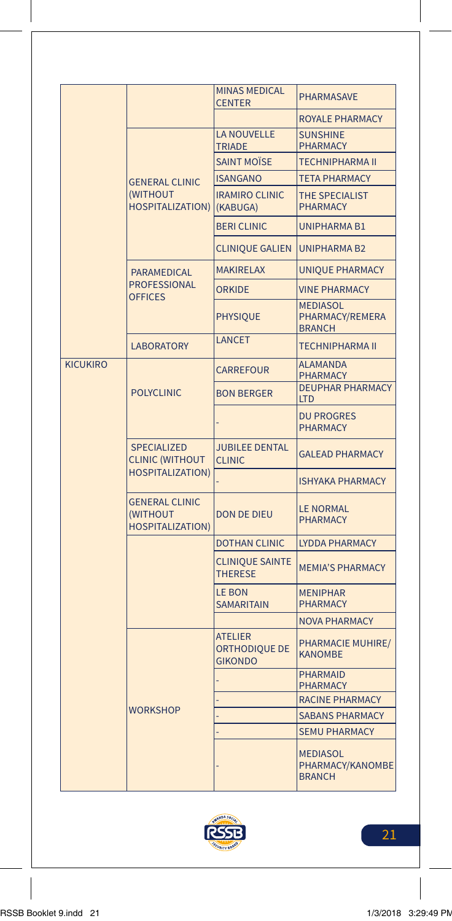| | | MINAS MEDICAL CENTER | PHARMASAVE |
|---|---|---|---|
| | | | ROYALE PHARMACY |
| | GENERAL CLINIC (WITHOUT HOSPITALIZATION) | LA NOUVELLE TRIADE | SUNSHINE PHARMACY |
| | | SAINT MOÏSE | TECHNIPHARMA II |
| | | ISANGANO | TETA PHARMACY |
| | | IRAMIRO CLINIC (KABUGA) | THE SPECIALIST PHARMACY |
| | | BERI CLINIC | UNIPHARMA B1 |
| | | CLINIQUE GALIEN | UNIPHARMA B2 |
| | PARAMEDICAL PROFESSIONAL OFFICES | MAKIRELAX | UNIQUE PHARMACY |
| | | ORKIDE | VINE PHARMACY |
| | | PHYSIQUE | MEDIASOL PHARMACY/REMERA BRANCH |
| | LABORATORY | LANCET | TECHNIPHARMA II |
| KICUKIRO | POLYCLINIC | CARREFOUR | ALAMANDA PHARMACY |
| | | BON BERGER | DEUPHAR PHARMACY LTD |
| | | - | DU PROGRES PHARMACY |
| | SPECIALIZED CLINIC (WITHOUT HOSPITALIZATION) | JUBILEE DENTAL CLINIC | GALEAD PHARMACY |
| | | - | ISHYAKA PHARMACY |
| | GENERAL CLINIC (WITHOUT HOSPITALIZATION) | DON DE DIEU | LE NORMAL PHARMACY |
| | | DOTHAN CLINIC | LYDDA PHARMACY |
| | | CLINIQUE SAINTE THERESE | MEMIA'S PHARMACY |
| | | LE BON SAMARITAIN | MENIPHAR PHARMACY |
| | | | NOVA PHARMACY |
| | WORKSHOP | ATELIER ORTHODIQUE DE GIKONDO | PHARMACIE MUHIRE/ KANOMBE |
| | | - | PHARMAID PHARMACY |
| | | - | RACINE PHARMACY |
| | | - | SABANS PHARMACY |
| | | - | SEMU PHARMACY |
| | | - | MEDIASOL PHARMACY/KANOMBE BRANCH |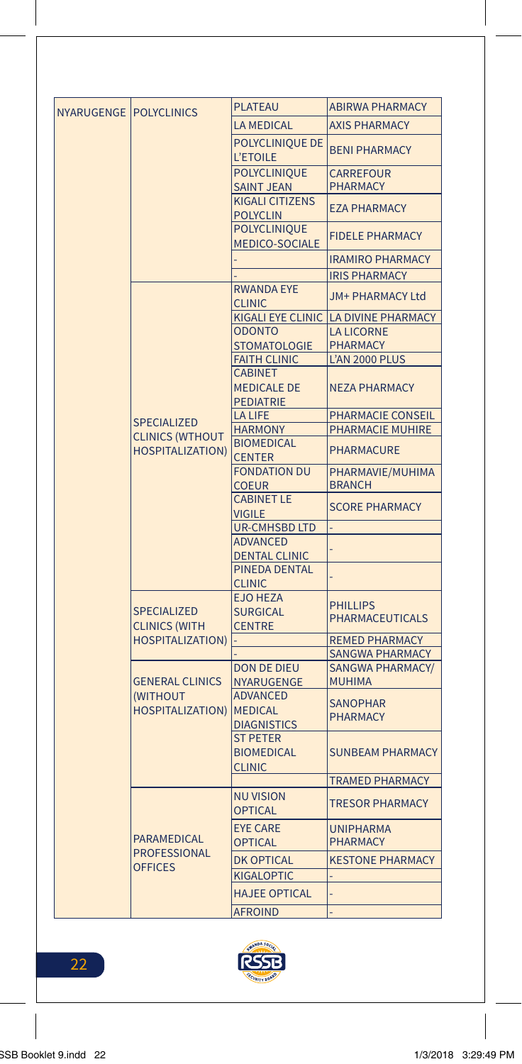| | | | |
|---|---|---|---|
| NYARUGENGE | POLYCLINICS | PLATEAU | ABIRWA PHARMACY |
| | | LA MEDICAL | AXIS PHARMACY |
| | | POLYCLINIQUE DE L'ETOILE | BENI PHARMACY |
| | | POLYCLINIQUE SAINT JEAN | CARREFOUR PHARMACY |
| | | KIGALI CITIZENS POLYCLIN | EZA PHARMACY |
| | | POLYCLINIQUE MEDICO-SOCIALE | FIDELE PHARMACY |
| | | - | IRAMIRO PHARMACY |
| | | - | IRIS PHARMACY |
| | SPECIALIZED CLINICS (WTHOUT HOSPITALIZATION) | RWANDA EYE CLINIC | JM+ PHARMACY Ltd |
| | | KIGALI EYE CLINIC | LA DIVINE PHARMACY |
| | | ODONTO STOMATOLOGIE | LA LICORNE PHARMACY |
| | | FAITH CLINIC | L'AN 2000 PLUS |
| | | CABINET MEDICALE DE PEDIATRIE | NEZA PHARMACY |
| | | LA LIFE | PHARMACIE CONSEIL |
| | | HARMONY | PHARMACIE MUHIRE |
| | | BIOMEDICAL CENTER | PHARMACURE |
| | | FONDATION DU COEUR | PHARMAVIE/MUHIMA BRANCH |
| | | CABINET LE VIGILE | SCORE PHARMACY |
| | | UR-CMHSBD LTD | - |
| | | ADVANCED DENTAL CLINIC | - |
| | | PINEDA DENTAL CLINIC | - |
| | SPECIALIZED CLINICS (WITH HOSPITALIZATION) | EJO HEZA SURGICAL CENTRE | PHILLIPS PHARMACEUTICALS |
| | | - | REMED PHARMACY |
| | | - | SANGWA PHARMACY |
| | GENERAL CLINICS (WITHOUT HOSPITALIZATION) | DON DE DIEU NYARUGENGE | SANGWA PHARMACY/ MUHIMA |
| | | ADVANCED MEDICAL DIAGNISTICS | SANOPHAR PHARMACY |
| | | ST PETER BIOMEDICAL CLINIC | SUNBEAM PHARMACY |
| | | | TRAMED PHARMACY |
| | PARAMEDICAL PROFESSIONAL OFFICES | NU VISION OPTICAL | TRESOR PHARMACY |
| | | EYE CARE OPTICAL | UNIPHARMA PHARMACY |
| | | DK OPTICAL | KESTONE PHARMACY |
| | | KIGALOPTIC | - |
| | | HAJEE OPTICAL | - |
| | | AFROIND | - |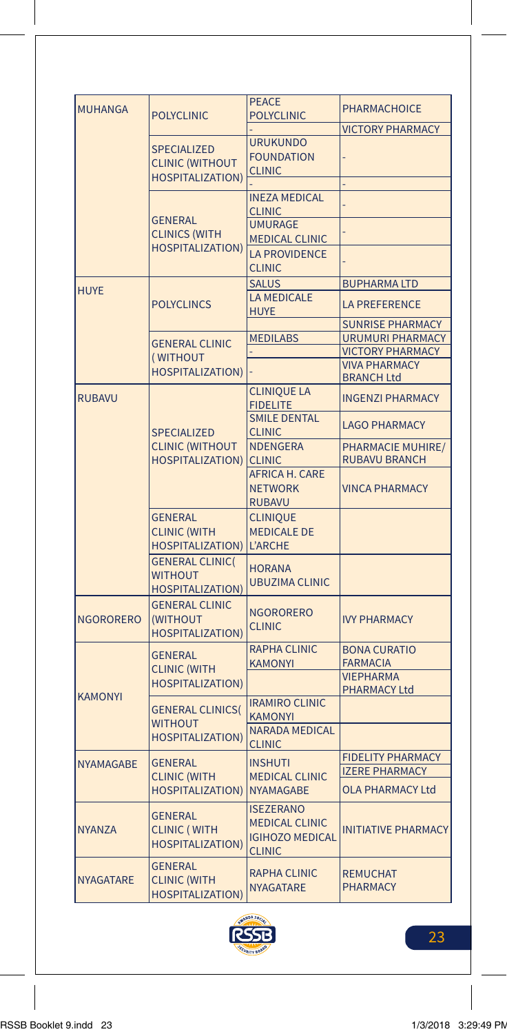| | | | |
|---|---|---|---|
| MUHANGA | POLYCLINIC | PEACE POLYCLINIC | PHARMACHOICE |
| | | - | VICTORY PHARMACY |
| | SPECIALIZED CLINIC (WITHOUT HOSPITALIZATION) | URUKUNDO FOUNDATION CLINIC | - |
| | | - | - |
| | GENERAL CLINICS (WITH HOSPITALIZATION) | INEZA MEDICAL CLINIC | - |
| | | UMURAGE MEDICAL CLINIC | - |
| | | LA PROVIDENCE CLINIC | - |
| HUYE | POLYCLINCS | SALUS | BUPHARMA LTD |
| | | LA MEDICALE HUYE | LA PREFERENCE |
| | | | SUNRISE PHARMACY |
| | GENERAL CLINIC ( WITHOUT HOSPITALIZATION) | MEDILABS | URUMURI PHARMACY |
| | | - | VICTORY PHARMACY |
| | | - | VIVA PHARMACY BRANCH Ltd |
| RUBAVU | SPECIALIZED CLINIC (WITHOUT HOSPITALIZATION) | CLINIQUE LA FIDELITE | INGENZI PHARMACY |
| | | SMILE DENTAL CLINIC | LAGO PHARMACY |
| | | NDENGERA CLINIC | PHARMACIE MUHIRE/ RUBAVU BRANCH |
| | | AFRICA H. CARE NETWORK RUBAVU | VINCA PHARMACY |
| | GENERAL CLINIC (WITH HOSPITALIZATION) | CLINIQUE MEDICALE DE L'ARCHE | |
| | GENERAL CLINIC( WITHOUT HOSPITALIZATION) | HORANA UBUZIMA CLINIC | |
| NGORORERO | GENERAL CLINIC (WITHOUT HOSPITALIZATION) | NGORORERO CLINIC | IVY PHARMACY |
| KAMONYI | GENERAL CLINIC (WITH HOSPITALIZATION) | RAPHA CLINIC KAMONYI | BONA CURATIO FARMACIA |
| | | | VIEPHARMA PHARMACY Ltd |
| | GENERAL CLINICS( WITHOUT HOSPITALIZATION) | IRAMIRO CLINIC KAMONYI | |
| | | NARADA MEDICAL CLINIC | |
| NYAMAGABE | GENERAL CLINIC (WITH HOSPITALIZATION) | INSHUTI MEDICAL CLINIC NYAMAGABE | FIDELITY PHARMACY |
| | | | IZERE PHARMACY |
| | | | OLA PHARMACY Ltd |
| NYANZA | GENERAL CLINIC ( WITH HOSPITALIZATION) | ISEZERANO MEDICAL CLINIC IGIHOZO MEDICAL CLINIC | INITIATIVE PHARMACY |
| NYAGATARE | GENERAL CLINIC (WITH HOSPITALIZATION) | RAPHA CLINIC NYAGATARE | REMUCHAT PHARMACY |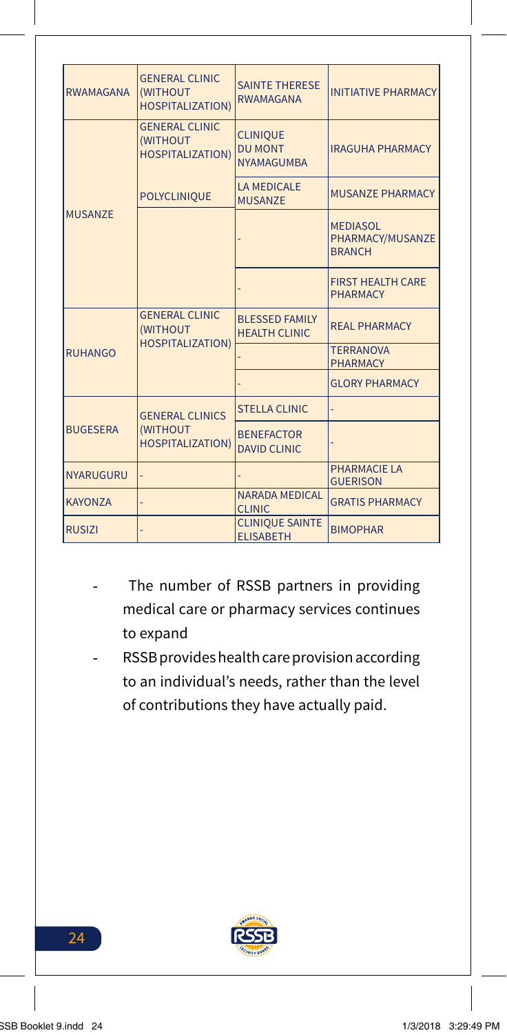| | | | |
|---|---|---|---|
| RWAMAGANA | GENERAL CLINIC (WITHOUT HOSPITALIZATION) | SAINTE THERESE RWAMAGANA | INITIATIVE PHARMACY |
| MUSANZE | GENERAL CLINIC (WITHOUT HOSPITALIZATION) | CLINIQUE DU MONT NYAMAGUMBA | IRAGUHA PHARMACY |
| | POLYCLINIQUE | LA MEDICALE MUSANZE | MUSANZE PHARMACY |
| | | - | MEDIASOL PHARMACY/MUSANZE BRANCH |
| | | - | FIRST HEALTH CARE PHARMACY |
| RUHANGO | GENERAL CLINIC (WITHOUT HOSPITALIZATION) | BLESSED FAMILY HEALTH CLINIC | REAL PHARMACY |
| | | - | TERRANOVA PHARMACY |
| | | - | GLORY PHARMACY |
| BUGESERA | GENERAL CLINICS (WITHOUT HOSPITALIZATION) | STELLA CLINIC | - |
| | | BENEFACTOR DAVID CLINIC | - |
| NYARUGURU | - | - | PHARMACIE LA GUERISON |
| KAYONZA | - | NARADA MEDICAL CLINIC | GRATIS PHARMACY |
| RUSIZI | - | CLINIQUE SAINTE ELISABETH | BIMOPHAR |

- The number of RSSB partners in providing medical care or pharmacy services continues to expand
- RSSB provides health care provision according to an individual's needs, rather than the level of contributions they have actually paid.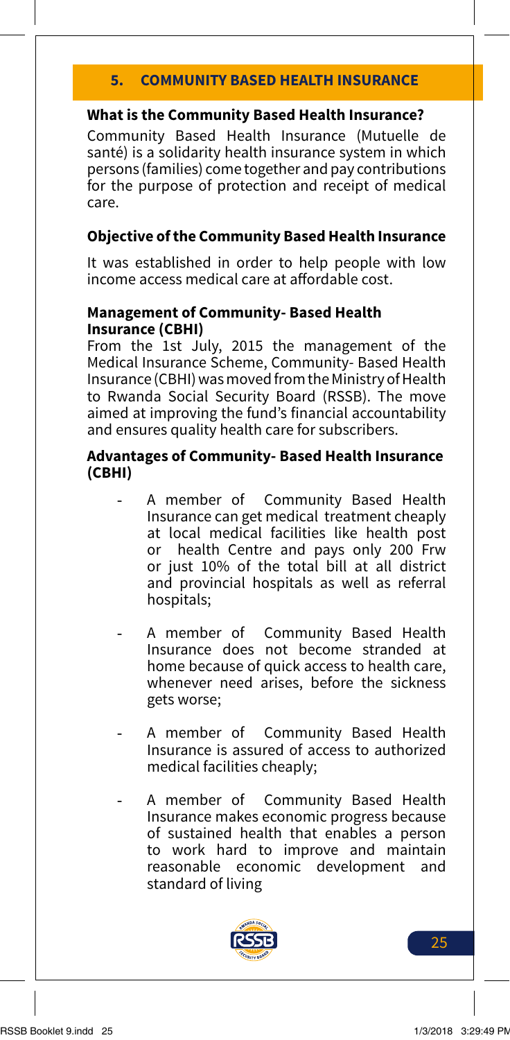## 5. COMMUNITY BASED HEALTH INSURANCE

**What is the Community Based Health Insurance?**

Community Based Health Insurance (Mutuelle de santé) is a solidarity health insurance system in which persons (families) come together and pay contributions for the purpose of protection and receipt of medical care.

**Objective of the Community Based Health Insurance**

It was established in order to help people with low income access medical care at affordable cost.

**Management of Community- Based Health Insurance (CBHI)**

From the 1st July, 2015 the management of the Medical Insurance Scheme, Community- Based Health Insurance (CBHI) was moved from the Ministry of Health to Rwanda Social Security Board (RSSB). The move aimed at improving the fund's financial accountability and ensures quality health care for subscribers.

**Advantages of Community- Based Health Insurance (CBHI)**

- A member of Community Based Health Insurance can get medical treatment cheaply at local medical facilities like health post or health Centre and pays only 200 Frw or just 10% of the total bill at all district and provincial hospitals as well as referral hospitals;
- A member of Community Based Health Insurance does not become stranded at home because of quick access to health care, whenever need arises, before the sickness gets worse;
- A member of Community Based Health Insurance is assured of access to authorized medical facilities cheaply;
- A member of Community Based Health Insurance makes economic progress because of sustained health that enables a person to work hard to improve and maintain reasonable economic development and standard of living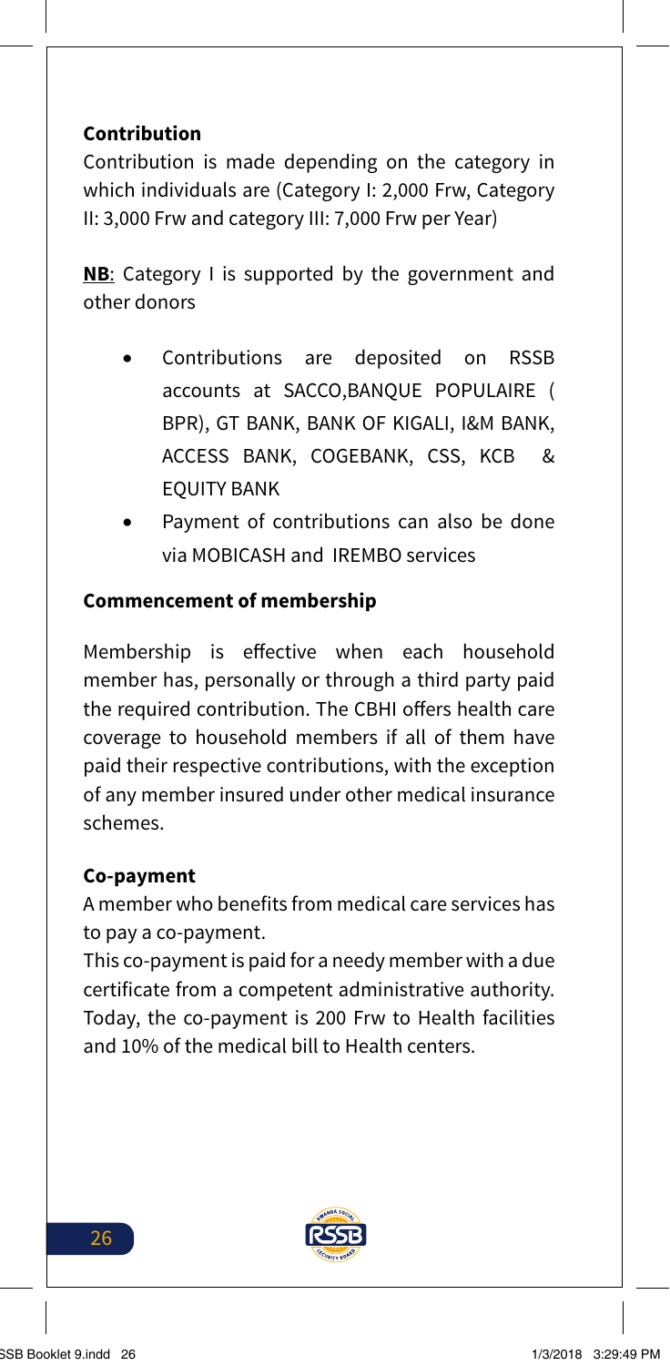### Contribution

Contribution is made depending on the category in which individuals are (Category I: 2,000 Frw, Category II: 3,000 Frw and category III: 7,000 Frw per Year)

**NB**: Category I is supported by the government and other donors

- Contributions are deposited on RSSB accounts at SACCO,BANQUE POPULAIRE ( BPR), GT BANK, BANK OF KIGALI, I&M BANK, ACCESS BANK, COGEBANK, CSS, KCB & EQUITY BANK
- Payment of contributions can also be done via MOBICASH and IREMBO services

### Commencement of membership

Membership is effective when each household member has, personally or through a third party paid the required contribution. The CBHI offers health care coverage to household members if all of them have paid their respective contributions, with the exception of any member insured under other medical insurance schemes.

### Co-payment

A member who benefits from medical care services has to pay a co-payment.

This co-payment is paid for a needy member with a due certificate from a competent administrative authority. Today, the co-payment is 200 Frw to Health facilities and 10% of the medical bill to Health centers.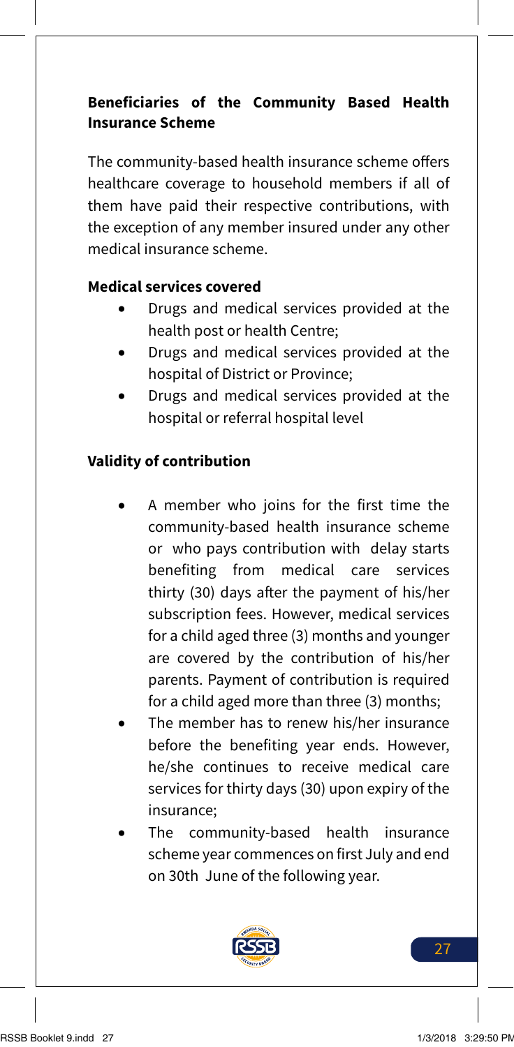## Beneficiaries of the Community Based Health Insurance Scheme

The community-based health insurance scheme offers healthcare coverage to household members if all of them have paid their respective contributions, with the exception of any member insured under any other medical insurance scheme.

### Medical services covered

- Drugs and medical services provided at the health post or health Centre;
- Drugs and medical services provided at the hospital of District or Province;
- Drugs and medical services provided at the hospital or referral hospital level

### Validity of contribution

- A member who joins for the first time the community-based health insurance scheme or who pays contribution with delay starts benefiting from medical care services thirty (30) days after the payment of his/her subscription fees. However, medical services for a child aged three (3) months and younger are covered by the contribution of his/her parents. Payment of contribution is required for a child aged more than three (3) months;
- The member has to renew his/her insurance before the benefiting year ends. However, he/she continues to receive medical care services for thirty days (30) upon expiry of the insurance;
- The community-based health insurance scheme year commences on first July and end on 30th June of the following year.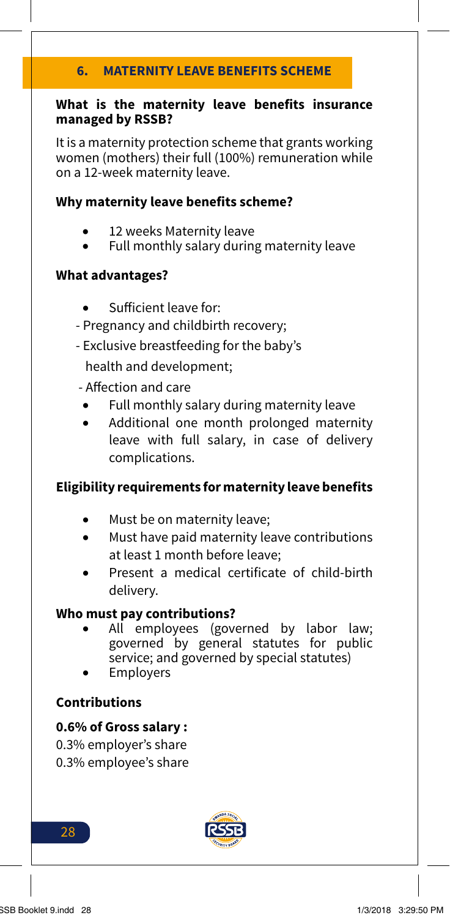## 6. MATERNITY LEAVE BENEFITS SCHEME

**What is the maternity leave benefits insurance managed by RSSB?**

It is a maternity protection scheme that grants working women (mothers) their full (100%) remuneration while on a 12-week maternity leave.

**Why maternity leave benefits scheme?**

- 12 weeks Maternity leave
- Full monthly salary during maternity leave

**What advantages?**

- Sufficient leave for:
  - Pregnancy and childbirth recovery;
  - Exclusive breastfeeding for the baby's health and development;
  - Affection and care
- Full monthly salary during maternity leave
- Additional one month prolonged maternity leave with full salary, in case of delivery complications.

**Eligibility requirements for maternity leave benefits**

- Must be on maternity leave;
- Must have paid maternity leave contributions at least 1 month before leave;
- Present a medical certificate of child-birth delivery.

**Who must pay contributions?**

- All employees (governed by labor law; governed by general statutes for public service; and governed by special statutes)
- Employers

**Contributions**

**0.6% of Gross salary :**

0.3% employer's share
0.3% employee's share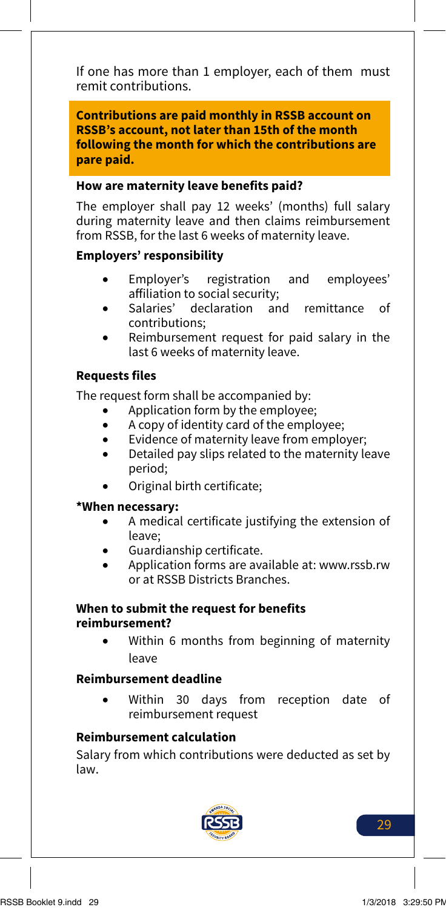If one has more than 1 employer, each of them must remit contributions.

**Contributions are paid monthly in RSSB account on RSSB's account, not later than 15th of the month following the month for which the contributions are pare paid.**

### How are maternity leave benefits paid?

The employer shall pay 12 weeks' (months) full salary during maternity leave and then claims reimbursement from RSSB, for the last 6 weeks of maternity leave.

### Employers' responsibility

- Employer's registration and employees' affiliation to social security;
- Salaries' declaration and remittance of contributions;
- Reimbursement request for paid salary in the last 6 weeks of maternity leave.

### Requests files

The request form shall be accompanied by:

- Application form by the employee;
- A copy of identity card of the employee;
- Evidence of maternity leave from employer;
- Detailed pay slips related to the maternity leave period;
- Original birth certificate;

**\*When necessary:**

- A medical certificate justifying the extension of leave;
- Guardianship certificate.
- Application forms are available at: www.rssb.rw or at RSSB Districts Branches.

### When to submit the request for benefits reimbursement?

- Within 6 months from beginning of maternity leave

### Reimbursement deadline

- Within 30 days from reception date of reimbursement request

### Reimbursement calculation

Salary from which contributions were deducted as set by law.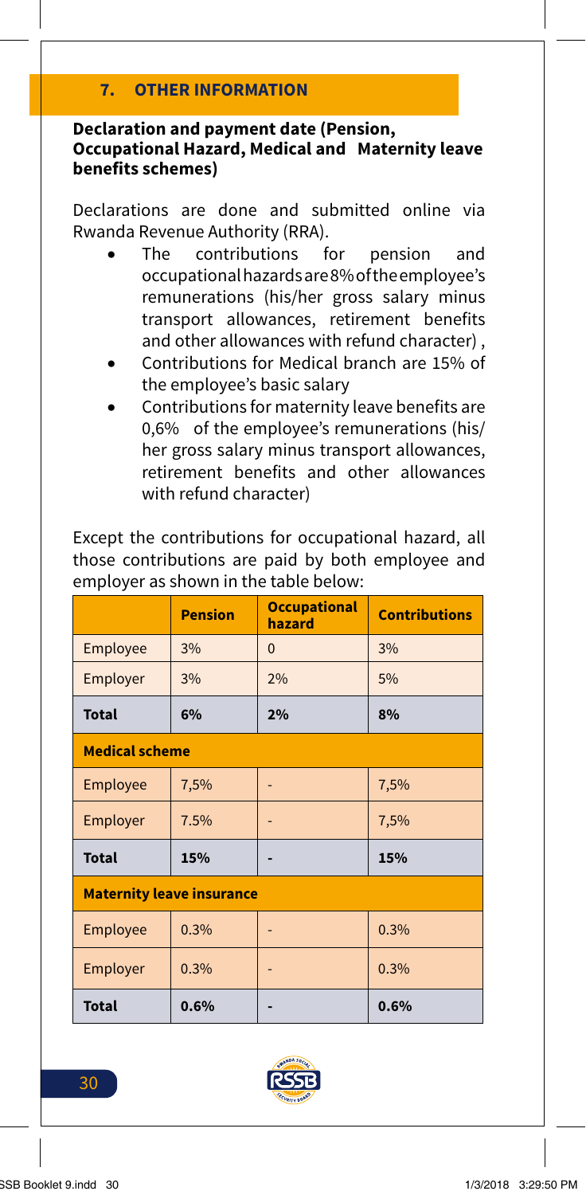## 7. OTHER INFORMATION

**Declaration and payment date (Pension, Occupational Hazard, Medical and Maternity leave benefits schemes)**

Declarations are done and submitted online via Rwanda Revenue Authority (RRA).

- The contributions for pension and occupational hazards are 8% of the employee's remunerations (his/her gross salary minus transport allowances, retirement benefits and other allowances with refund character) ,
- Contributions for Medical branch are 15% of the employee's basic salary
- Contributions for maternity leave benefits are 0,6% of the employee's remunerations (his/her gross salary minus transport allowances, retirement benefits and other allowances with refund character)

Except the contributions for occupational hazard, all those contributions are paid by both employee and employer as shown in the table below:

| | Pension | Occupational hazard | Contributions |
|---|---|---|---|
| Employee | 3% | 0 | 3% |
| Employer | 3% | 2% | 5% |
| **Total** | **6%** | **2%** | **8%** |
| **Medical scheme** | | | |
| Employee | 7,5% | - | 7,5% |
| Employer | 7.5% | - | 7,5% |
| **Total** | **15%** | **-** | **15%** |
| **Maternity leave insurance** | | | |
| Employee | 0.3% | - | 0.3% |
| Employer | 0.3% | - | 0.3% |
| **Total** | **0.6%** | **-** | **0.6%** |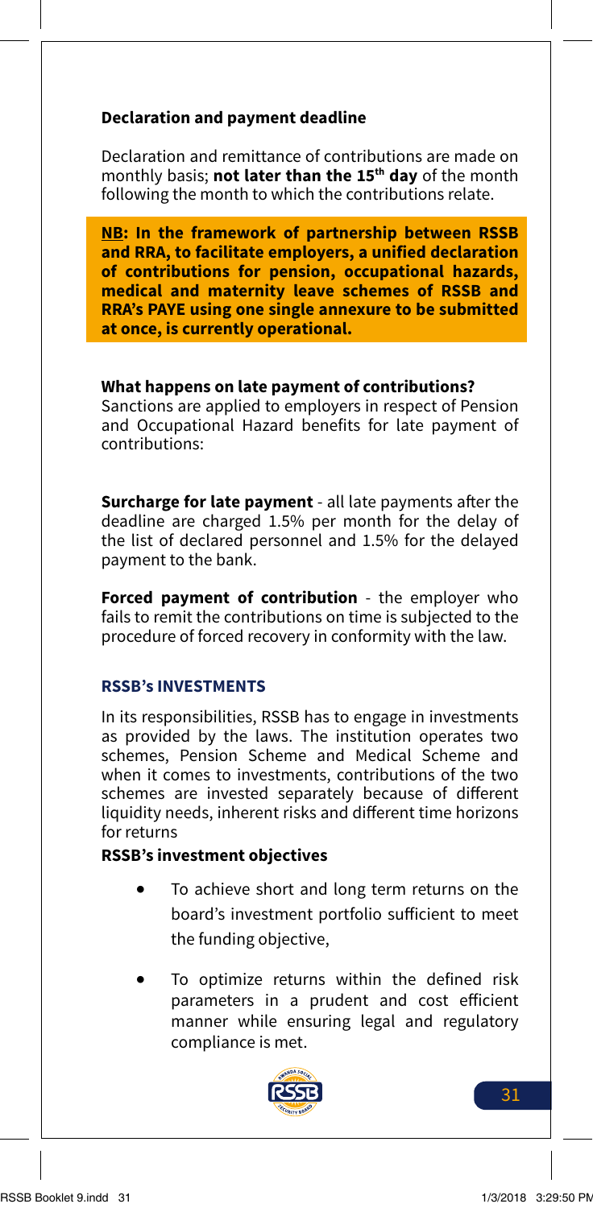### Declaration and payment deadline

Declaration and remittance of contributions are made on monthly basis; **not later than the 15th day** of the month following the month to which the contributions relate.

**NB: In the framework of partnership between RSSB and RRA, to facilitate employers, a unified declaration of contributions for pension, occupational hazards, medical and maternity leave schemes of RSSB and RRA's PAYE using one single annexure to be submitted at once, is currently operational.**

### What happens on late payment of contributions?

Sanctions are applied to employers in respect of Pension and Occupational Hazard benefits for late payment of contributions:

**Surcharge for late payment** - all late payments after the deadline are charged 1.5% per month for the delay of the list of declared personnel and 1.5% for the delayed payment to the bank.

**Forced payment of contribution** - the employer who fails to remit the contributions on time is subjected to the procedure of forced recovery in conformity with the law.

## RSSB's INVESTMENTS

In its responsibilities, RSSB has to engage in investments as provided by the laws. The institution operates two schemes, Pension Scheme and Medical Scheme and when it comes to investments, contributions of the two schemes are invested separately because of different liquidity needs, inherent risks and different time horizons for returns

### RSSB's investment objectives

- To achieve short and long term returns on the board's investment portfolio sufficient to meet the funding objective,
- To optimize returns within the defined risk parameters in a prudent and cost efficient manner while ensuring legal and regulatory compliance is met.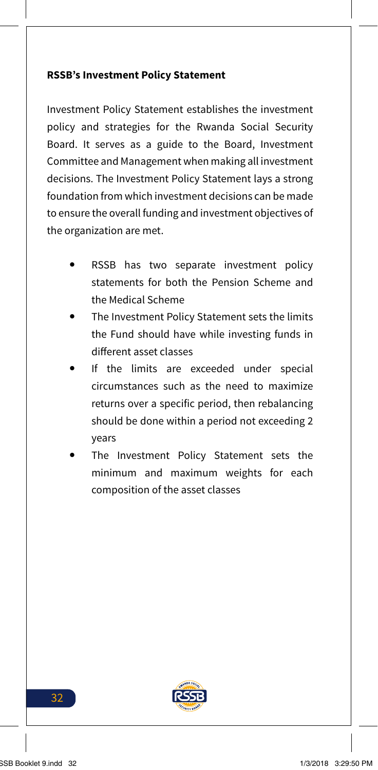**RSSB's Investment Policy Statement**

Investment Policy Statement establishes the investment policy and strategies for the Rwanda Social Security Board. It serves as a guide to the Board, Investment Committee and Management when making all investment decisions. The Investment Policy Statement lays a strong foundation from which investment decisions can be made to ensure the overall funding and investment objectives of the organization are met.

- RSSB has two separate investment policy statements for both the Pension Scheme and the Medical Scheme
- The Investment Policy Statement sets the limits the Fund should have while investing funds in different asset classes
- If the limits are exceeded under special circumstances such as the need to maximize returns over a specific period, then rebalancing should be done within a period not exceeding 2 years
- The Investment Policy Statement sets the minimum and maximum weights for each composition of the asset classes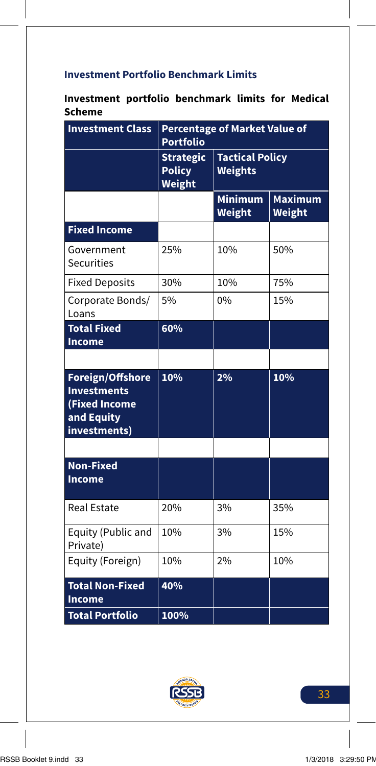### Investment Portfolio Benchmark Limits

**Investment portfolio benchmark limits for Medical Scheme**

| Investment Class | Percentage of Market Value of Portfolio | | |
|---|---|---|---|
| | Strategic Policy Weight | Tactical Policy Weights | |
| | | Minimum Weight | Maximum Weight |
| **Fixed Income** | | | |
| Government Securities | 25% | 10% | 50% |
| Fixed Deposits | 30% | 10% | 75% |
| Corporate Bonds/ Loans | 5% | 0% | 15% |
| **Total Fixed Income** | **60%** | | |
| | | | |
| **Foreign/Offshore Investments (Fixed Income and Equity investments)** | **10%** | **2%** | **10%** |
| | | | |
| **Non-Fixed Income** | | | |
| Real Estate | 20% | 3% | 35% |
| Equity (Public and Private) | 10% | 3% | 15% |
| Equity (Foreign) | 10% | 2% | 10% |
| **Total Non-Fixed Income** | **40%** | | |
| **Total Portfolio** | **100%** | | |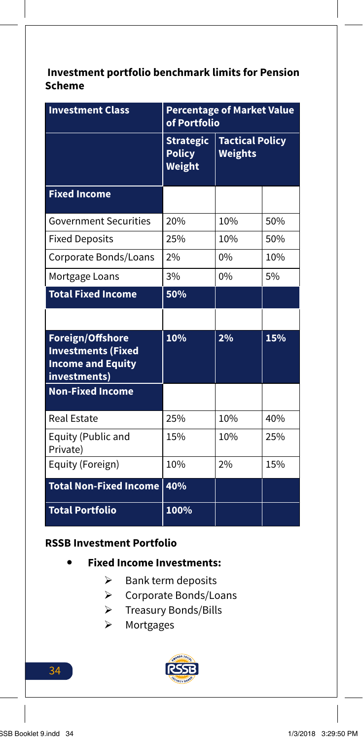**Investment portfolio benchmark limits for Pension Scheme**

| Investment Class | Percentage of Market Value of Portfolio | | |
|---|---|---|---|
| | Strategic Policy Weight | Tactical Policy Weights | |
| **Fixed Income** | | | |
| Government Securities | 20% | 10% | 50% |
| Fixed Deposits | 25% | 10% | 50% |
| Corporate Bonds/Loans | 2% | 0% | 10% |
| Mortgage Loans | 3% | 0% | 5% |
| **Total Fixed Income** | **50%** | | |
| | | | |
| **Foreign/Offshore Investments (Fixed Income and Equity investments)** | **10%** | **2%** | **15%** |
| **Non-Fixed Income** | | | |
| Real Estate | 25% | 10% | 40% |
| Equity (Public and Private) | 15% | 10% | 25% |
| Equity (Foreign) | 10% | 2% | 15% |
| **Total Non-Fixed Income** | **40%** | | |
| **Total Portfolio** | **100%** | | |

**RSSB Investment Portfolio**

- **Fixed Income Investments:**
  - Bank term deposits
  - Corporate Bonds/Loans
  - Treasury Bonds/Bills
  - Mortgages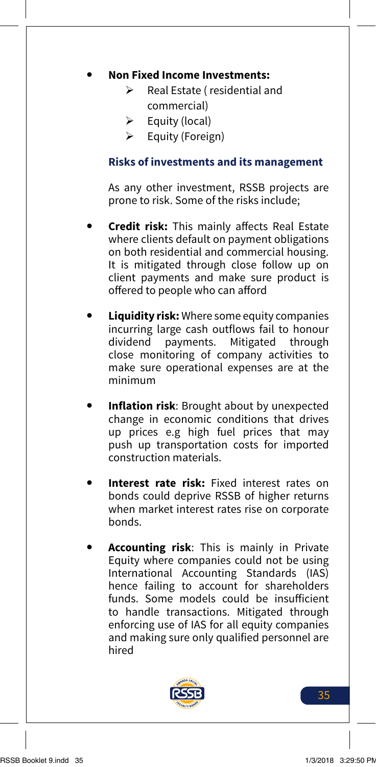- **Non Fixed Income Investments:**
  - Real Estate ( residential and commercial)
  - Equity (local)
  - Equity (Foreign)

### Risks of investments and its management

As any other investment, RSSB projects are prone to risk. Some of the risks include;

- **Credit risk:** This mainly affects Real Estate where clients default on payment obligations on both residential and commercial housing. It is mitigated through close follow up on client payments and make sure product is offered to people who can afford

- **Liquidity risk:** Where some equity companies incurring large cash outflows fail to honour dividend payments. Mitigated through close monitoring of company activities to make sure operational expenses are at the minimum

- **Inflation risk**: Brought about by unexpected change in economic conditions that drives up prices e.g high fuel prices that may push up transportation costs for imported construction materials.

- **Interest rate risk:** Fixed interest rates on bonds could deprive RSSB of higher returns when market interest rates rise on corporate bonds.

- **Accounting risk**: This is mainly in Private Equity where companies could not be using International Accounting Standards (IAS) hence failing to account for shareholders funds. Some models could be insufficient to handle transactions. Mitigated through enforcing use of IAS for all equity companies and making sure only qualified personnel are hired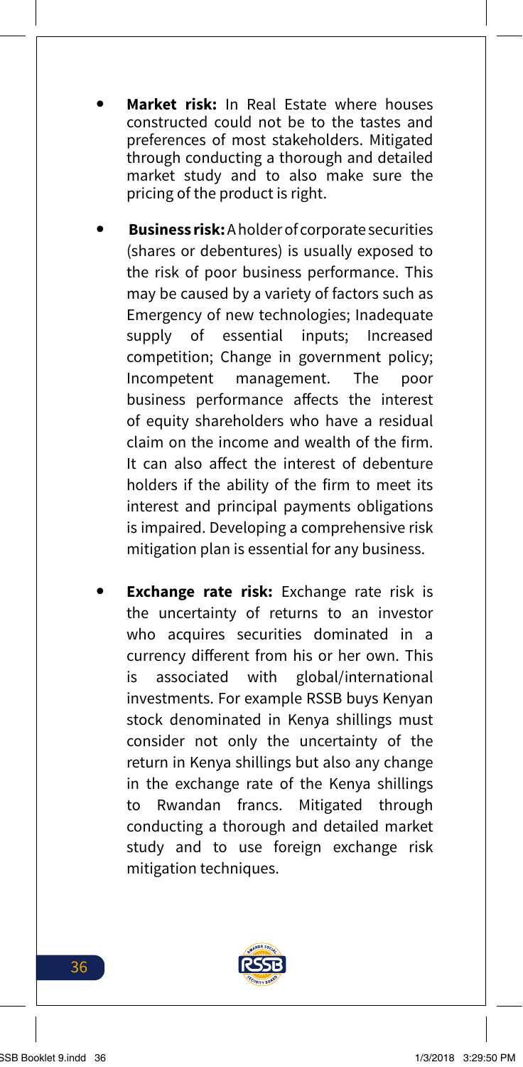- **Market risk:** In Real Estate where houses constructed could not be to the tastes and preferences of most stakeholders. Mitigated through conducting a thorough and detailed market study and to also make sure the pricing of the product is right.

- **Business risk:** A holder of corporate securities (shares or debentures) is usually exposed to the risk of poor business performance. This may be caused by a variety of factors such as Emergency of new technologies; Inadequate supply of essential inputs; Increased competition; Change in government policy; Incompetent management. The poor business performance affects the interest of equity shareholders who have a residual claim on the income and wealth of the firm. It can also affect the interest of debenture holders if the ability of the firm to meet its interest and principal payments obligations is impaired. Developing a comprehensive risk mitigation plan is essential for any business.

- **Exchange rate risk:** Exchange rate risk is the uncertainty of returns to an investor who acquires securities dominated in a currency different from his or her own. This is associated with global/international investments. For example RSSB buys Kenyan stock denominated in Kenya shillings must consider not only the uncertainty of the return in Kenya shillings but also any change in the exchange rate of the Kenya shillings to Rwandan francs. Mitigated through conducting a thorough and detailed market study and to use foreign exchange risk mitigation techniques.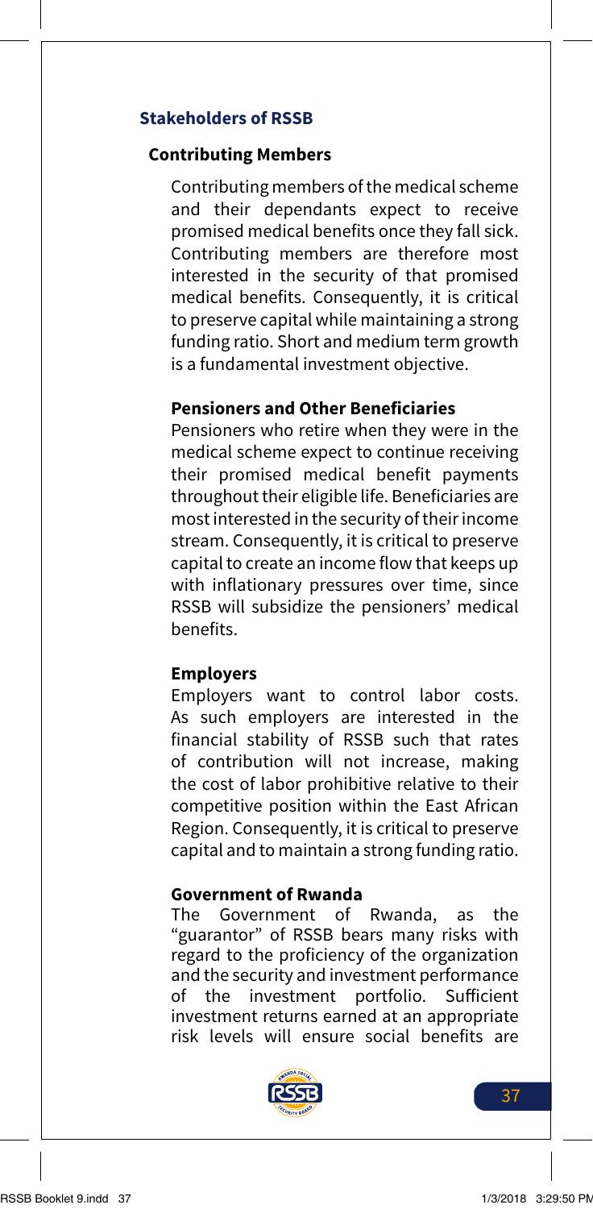## Stakeholders of RSSB

### Contributing Members

Contributing members of the medical scheme and their dependants expect to receive promised medical benefits once they fall sick. Contributing members are therefore most interested in the security of that promised medical benefits. Consequently, it is critical to preserve capital while maintaining a strong funding ratio. Short and medium term growth is a fundamental investment objective.

### Pensioners and Other Beneficiaries

Pensioners who retire when they were in the medical scheme expect to continue receiving their promised medical benefit payments throughout their eligible life. Beneficiaries are most interested in the security of their income stream. Consequently, it is critical to preserve capital to create an income flow that keeps up with inflationary pressures over time, since RSSB will subsidize the pensioners' medical benefits.

### Employers

Employers want to control labor costs. As such employers are interested in the financial stability of RSSB such that rates of contribution will not increase, making the cost of labor prohibitive relative to their competitive position within the East African Region. Consequently, it is critical to preserve capital and to maintain a strong funding ratio.

### Government of Rwanda

The Government of Rwanda, as the "guarantor" of RSSB bears many risks with regard to the proficiency of the organization and the security and investment performance of the investment portfolio. Sufficient investment returns earned at an appropriate risk levels will ensure social benefits are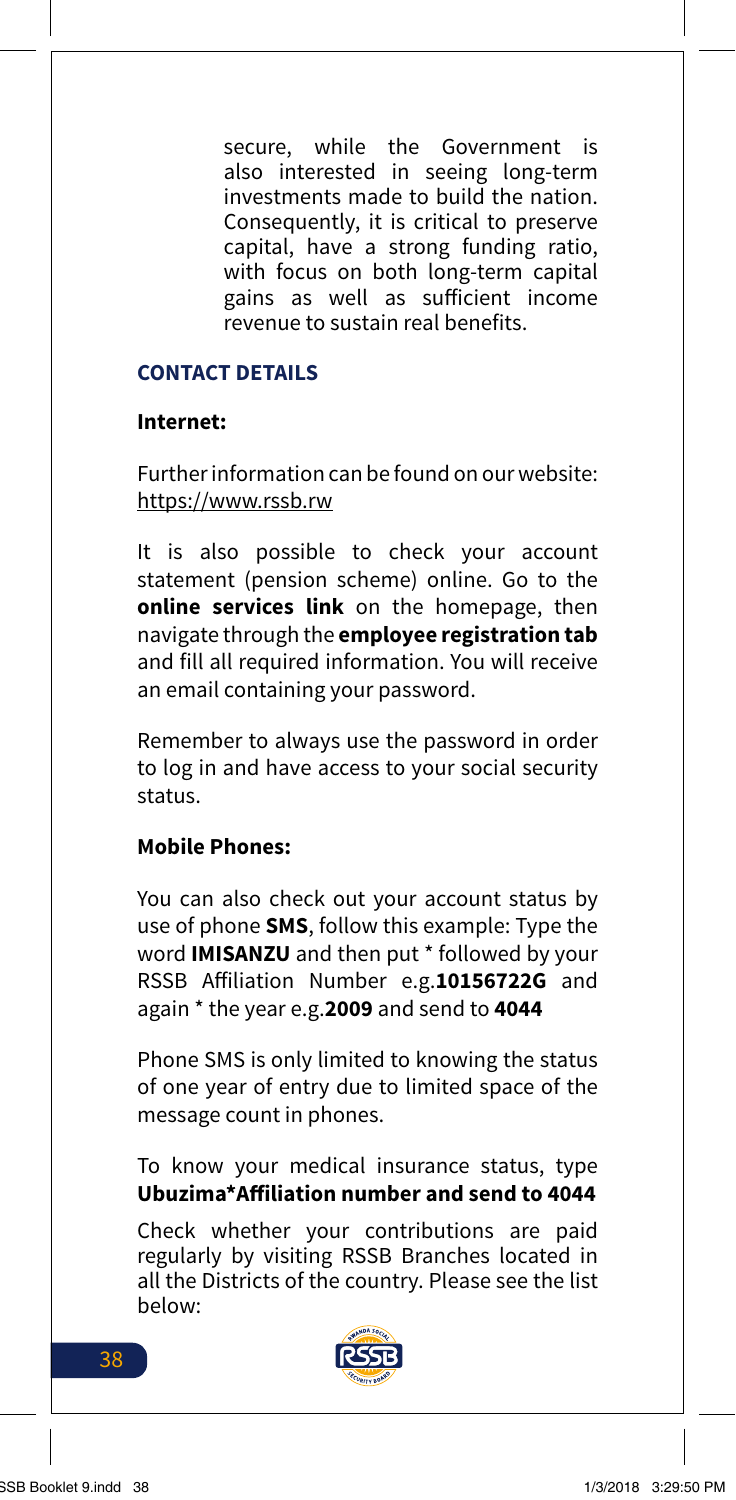secure, while the Government is also interested in seeing long-term investments made to build the nation. Consequently, it is critical to preserve capital, have a strong funding ratio, with focus on both long-term capital gains as well as sufficient income revenue to sustain real benefits.

## CONTACT DETAILS

### Internet:

Further information can be found on our website: https://www.rssb.rw

It is also possible to check your account statement (pension scheme) online. Go to the **online services link** on the homepage, then navigate through the **employee registration tab** and fill all required information. You will receive an email containing your password.

Remember to always use the password in order to log in and have access to your social security status.

### Mobile Phones:

You can also check out your account status by use of phone **SMS**, follow this example: Type the word **IMISANZU** and then put * followed by your RSSB Affiliation Number e.g.**10156722G** and again * the year e.g.**2009** and send to **4044**

Phone SMS is only limited to knowing the status of one year of entry due to limited space of the message count in phones.

To know your medical insurance status, type **Ubuzima*Affiliation number and send to 4044**

Check whether your contributions are paid regularly by visiting RSSB Branches located in all the Districts of the country. Please see the list below: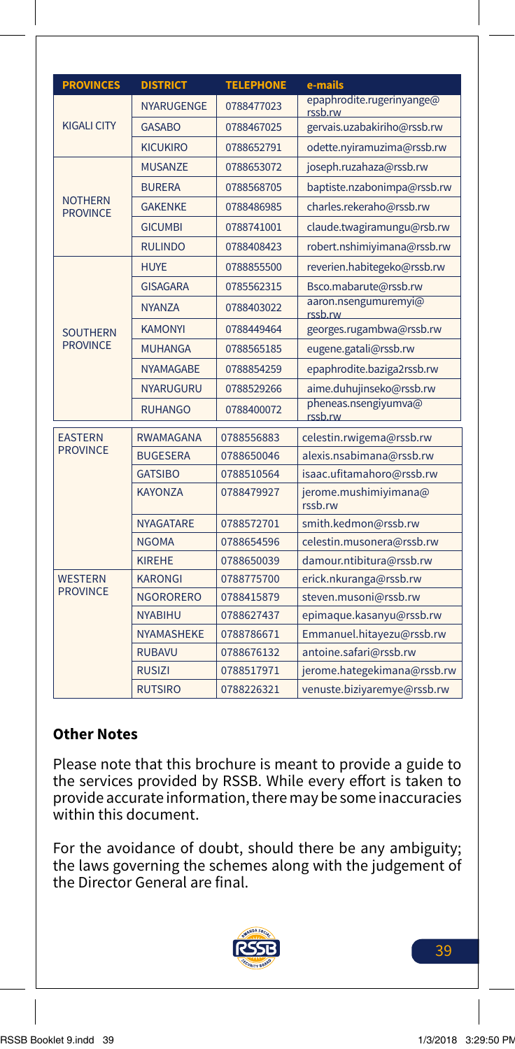| PROVINCES | DISTRICT | TELEPHONE | e-mails |
| --- | --- | --- | --- |
| KIGALI CITY | NYARUGENGE | 0788477023 | epaphrodite.rugerinyange@rssb.rw |
| | GASABO | 0788467025 | gervais.uzabakiriho@rssb.rw |
| | KICUKIRO | 0788652791 | odette.nyiramuzima@rssb.rw |
| NOTHERN PROVINCE | MUSANZE | 0788653072 | joseph.ruzahaza@rssb.rw |
| | BURERA | 0788568705 | baptiste.nzabonimpa@rssb.rw |
| | GAKENKE | 0788486985 | charles.rekeraho@rssb.rw |
| | GICUMBI | 0788741001 | claude.twagiramungu@rsb.rw |
| | RULINDO | 0788408423 | robert.nshimiyimana@rssb.rw |
| SOUTHERN PROVINCE | HUYE | 0788855500 | reverien.habitegeko@rssb.rw |
| | GISAGARA | 0785562315 | Bsco.mabarute@rssb.rw |
| | NYANZA | 0788403022 | aaron.nsengumuremyi@rssb.rw |
| | KAMONYI | 0788449464 | georges.rugambwa@rssb.rw |
| | MUHANGA | 0788565185 | eugene.gatali@rssb.rw |
| | NYAMAGABE | 0788854259 | epaphrodite.baziga2rssb.rw |
| | NYARUGURU | 0788529266 | aime.duhujinseko@rssb.rw |
| | RUHANGO | 0788400072 | pheneas.nsengiyumva@rssb.rw |
| EASTERN PROVINCE | RWAMAGANA | 0788556883 | celestin.rwigema@rssb.rw |
| | BUGESERA | 0788650046 | alexis.nsabimana@rssb.rw |
| | GATSIBO | 0788510564 | isaac.ufitamahoro@rssb.rw |
| | KAYONZA | 0788479927 | jerome.mushimiyimana@rssb.rw |
| | NYAGATARE | 0788572701 | smith.kedmon@rssb.rw |
| | NGOMA | 0788654596 | celestin.musonera@rssb.rw |
| | KIREHE | 0788650039 | damour.ntibitura@rssb.rw |
| WESTERN PROVINCE | KARONGI | 0788775700 | erick.nkuranga@rssb.rw |
| | NGORORERO | 0788415879 | steven.musoni@rssb.rw |
| | NYABIHU | 0788627437 | epimaque.kasanyu@rssb.rw |
| | NYAMASHEKE | 0788786671 | Emmanuel.hitayezu@rssb.rw |
| | RUBAVU | 0788676132 | antoine.safari@rssb.rw |
| | RUSIZI | 0788517971 | jerome.hategekimana@rssb.rw |
| | RUTSIRO | 0788226321 | venuste.biziyaremye@rssb.rw |

## Other Notes

Please note that this brochure is meant to provide a guide to the services provided by RSSB. While every effort is taken to provide accurate information, there may be some inaccuracies within this document.

For the avoidance of doubt, should there be any ambiguity; the laws governing the schemes along with the judgement of the Director General are final.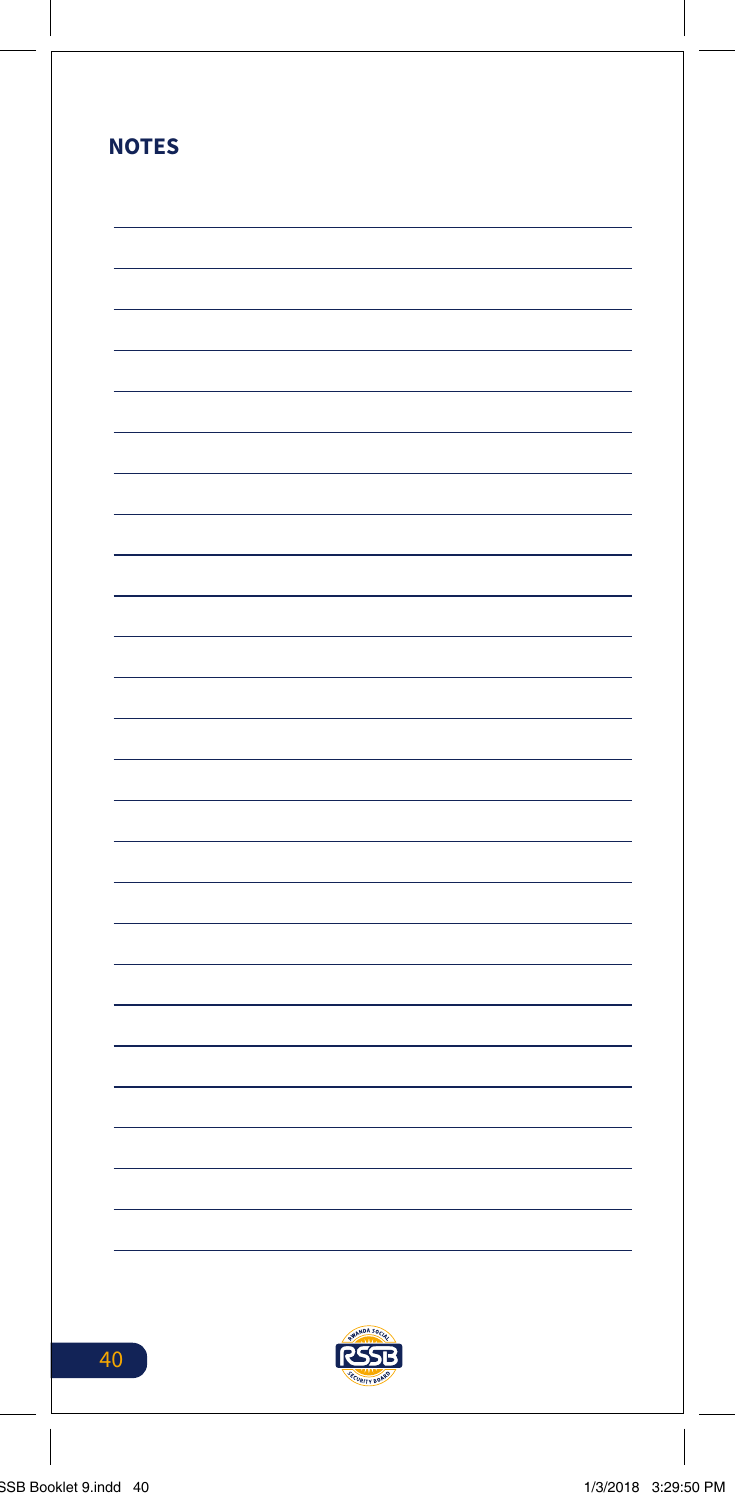## NOTES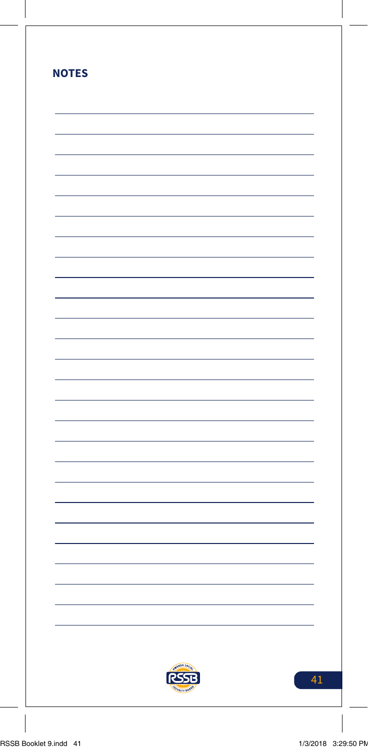## NOTES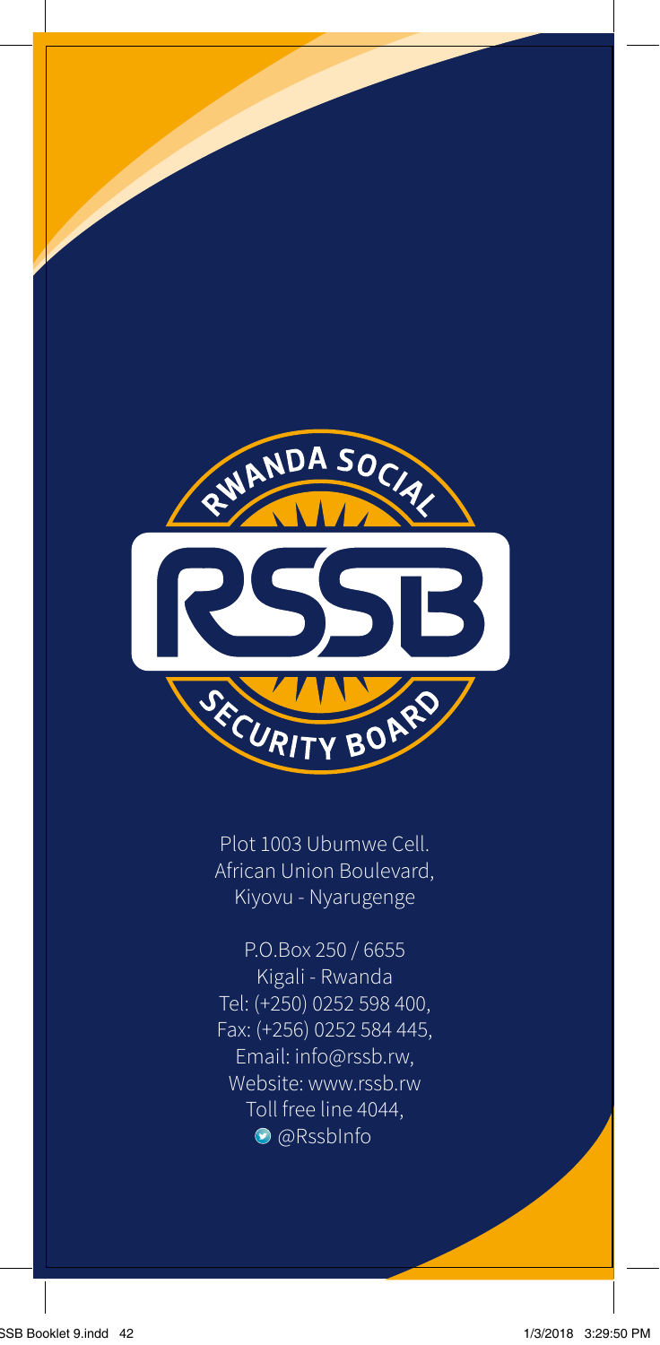RWANDA SOCIAL

RSSB

SECURITY BOARD

Plot 1003 Ubumwe Cell.
African Union Boulevard,
Kiyovu - Nyarugenge

P.O.Box 250 / 6655
Kigali - Rwanda
Tel: (+250) 0252 598 400,
Fax: (+256) 0252 584 445,
Email: info@rssb.rw,
Website: www.rssb.rw
Toll free line 4044,
@RssbInfo